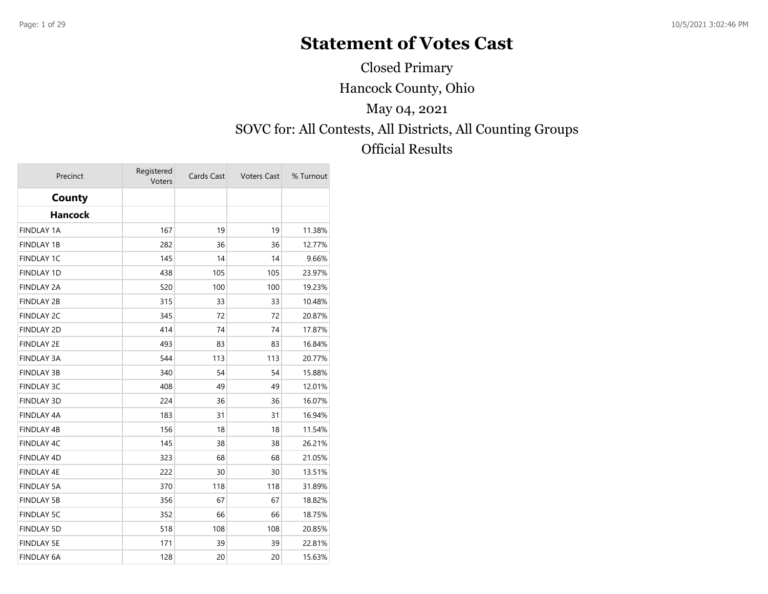# Statement of Votes Cast

Closed Primary

Hancock County, Ohio

May 04, 2021

SOVC for: All Contests, All Districts, All Counting Groups

Official Results

| Precinct | Registered Voters | Cards Cast | Voters Cast | % Turnout |
|---|---|---|---|---|
| **County** | | | | |
| **Hancock** | | | | |
| FINDLAY 1A | 167 | 19 | 19 | 11.38% |
| FINDLAY 1B | 282 | 36 | 36 | 12.77% |
| FINDLAY 1C | 145 | 14 | 14 | 9.66% |
| FINDLAY 1D | 438 | 105 | 105 | 23.97% |
| FINDLAY 2A | 520 | 100 | 100 | 19.23% |
| FINDLAY 2B | 315 | 33 | 33 | 10.48% |
| FINDLAY 2C | 345 | 72 | 72 | 20.87% |
| FINDLAY 2D | 414 | 74 | 74 | 17.87% |
| FINDLAY 2E | 493 | 83 | 83 | 16.84% |
| FINDLAY 3A | 544 | 113 | 113 | 20.77% |
| FINDLAY 3B | 340 | 54 | 54 | 15.88% |
| FINDLAY 3C | 408 | 49 | 49 | 12.01% |
| FINDLAY 3D | 224 | 36 | 36 | 16.07% |
| FINDLAY 4A | 183 | 31 | 31 | 16.94% |
| FINDLAY 4B | 156 | 18 | 18 | 11.54% |
| FINDLAY 4C | 145 | 38 | 38 | 26.21% |
| FINDLAY 4D | 323 | 68 | 68 | 21.05% |
| FINDLAY 4E | 222 | 30 | 30 | 13.51% |
| FINDLAY 5A | 370 | 118 | 118 | 31.89% |
| FINDLAY 5B | 356 | 67 | 67 | 18.82% |
| FINDLAY 5C | 352 | 66 | 66 | 18.75% |
| FINDLAY 5D | 518 | 108 | 108 | 20.85% |
| FINDLAY 5E | 171 | 39 | 39 | 22.81% |
| FINDLAY 6A | 128 | 20 | 20 | 15.63% |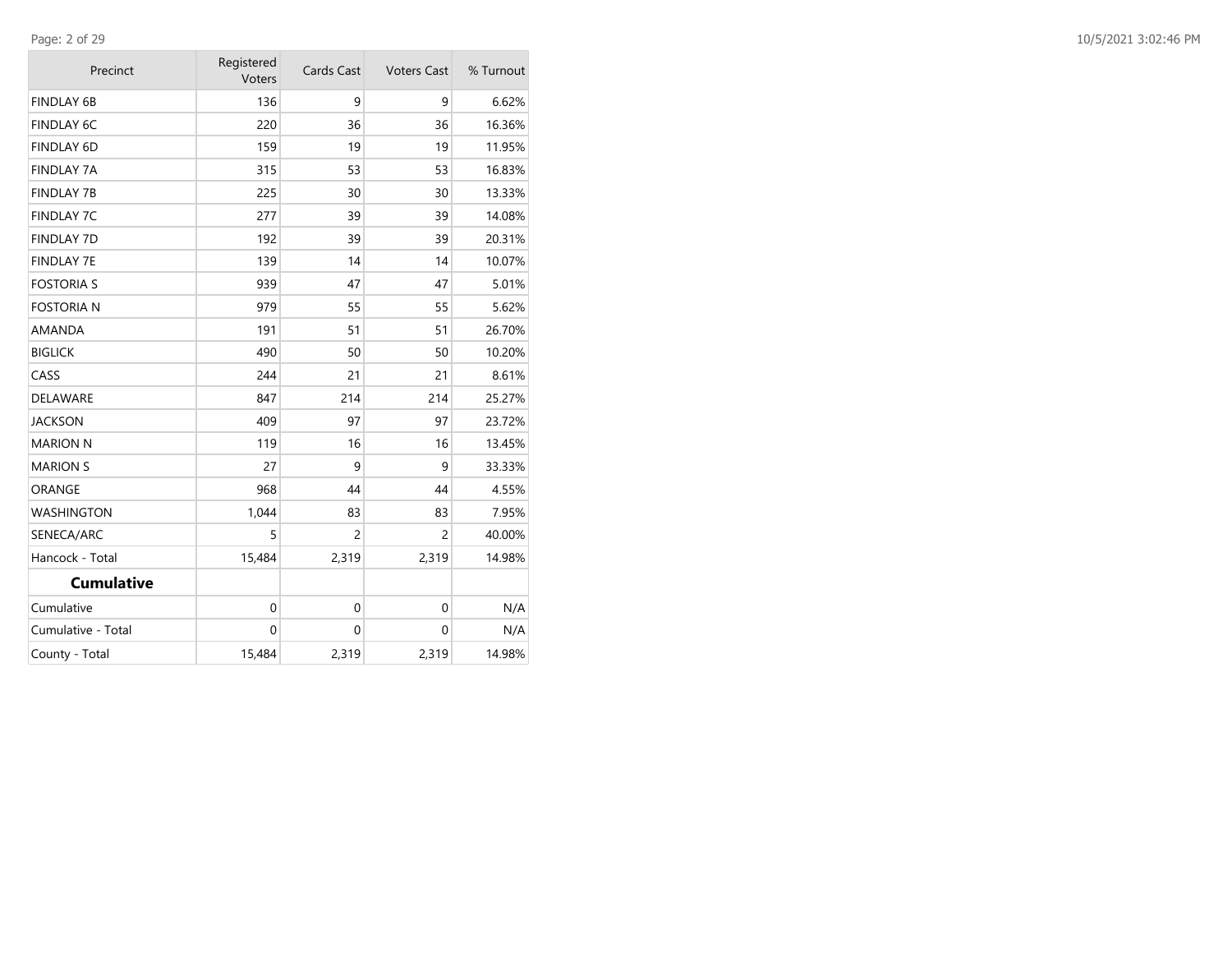| Precinct | Registered Voters | Cards Cast | Voters Cast | % Turnout |
|---|---|---|---|---|
| FINDLAY 6B | 136 | 9 | 9 | 6.62% |
| FINDLAY 6C | 220 | 36 | 36 | 16.36% |
| FINDLAY 6D | 159 | 19 | 19 | 11.95% |
| FINDLAY 7A | 315 | 53 | 53 | 16.83% |
| FINDLAY 7B | 225 | 30 | 30 | 13.33% |
| FINDLAY 7C | 277 | 39 | 39 | 14.08% |
| FINDLAY 7D | 192 | 39 | 39 | 20.31% |
| FINDLAY 7E | 139 | 14 | 14 | 10.07% |
| FOSTORIA S | 939 | 47 | 47 | 5.01% |
| FOSTORIA N | 979 | 55 | 55 | 5.62% |
| AMANDA | 191 | 51 | 51 | 26.70% |
| BIGLICK | 490 | 50 | 50 | 10.20% |
| CASS | 244 | 21 | 21 | 8.61% |
| DELAWARE | 847 | 214 | 214 | 25.27% |
| JACKSON | 409 | 97 | 97 | 23.72% |
| MARION N | 119 | 16 | 16 | 13.45% |
| MARION S | 27 | 9 | 9 | 33.33% |
| ORANGE | 968 | 44 | 44 | 4.55% |
| WASHINGTON | 1,044 | 83 | 83 | 7.95% |
| SENECA/ARC | 5 | 2 | 2 | 40.00% |
| Hancock - Total | 15,484 | 2,319 | 2,319 | 14.98% |
| **Cumulative** | | | | |
| Cumulative | 0 | 0 | 0 | N/A |
| Cumulative - Total | 0 | 0 | 0 | N/A |
| County - Total | 15,484 | 2,319 | 2,319 | 14.98% |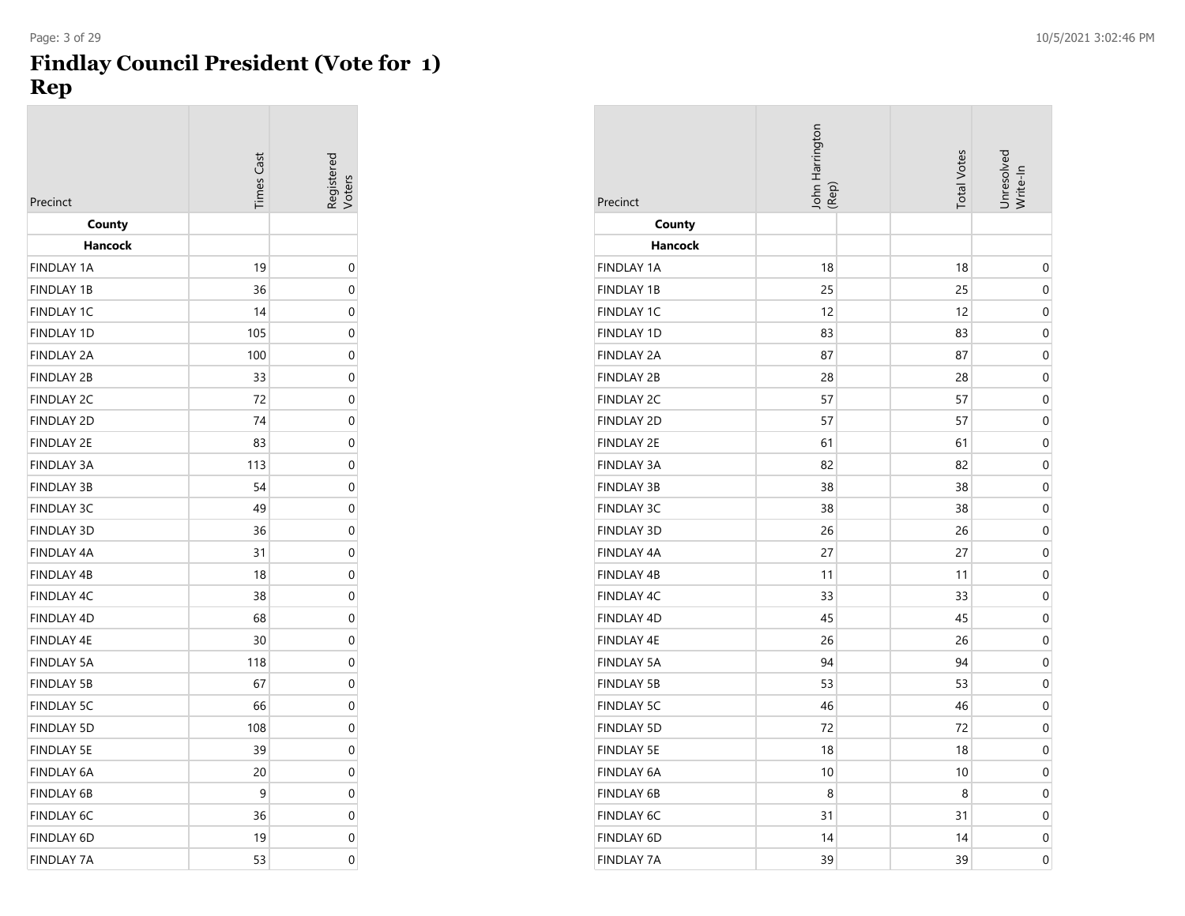# Findlay Council President (Vote for 1) Rep

| Precinct | Times Cast | Registered Voters | John Harrington (Rep) | Total Votes | Unresolved Write-In |
|---|---|---|---|---|---|
| **County** | | | | | |
| **Hancock** | | | | | |
| FINDLAY 1A | 19 | 0 | 18 | 18 | 0 |
| FINDLAY 1B | 36 | 0 | 25 | 25 | 0 |
| FINDLAY 1C | 14 | 0 | 12 | 12 | 0 |
| FINDLAY 1D | 105 | 0 | 83 | 83 | 0 |
| FINDLAY 2A | 100 | 0 | 87 | 87 | 0 |
| FINDLAY 2B | 33 | 0 | 28 | 28 | 0 |
| FINDLAY 2C | 72 | 0 | 57 | 57 | 0 |
| FINDLAY 2D | 74 | 0 | 57 | 57 | 0 |
| FINDLAY 2E | 83 | 0 | 61 | 61 | 0 |
| FINDLAY 3A | 113 | 0 | 82 | 82 | 0 |
| FINDLAY 3B | 54 | 0 | 38 | 38 | 0 |
| FINDLAY 3C | 49 | 0 | 38 | 38 | 0 |
| FINDLAY 3D | 36 | 0 | 26 | 26 | 0 |
| FINDLAY 4A | 31 | 0 | 27 | 27 | 0 |
| FINDLAY 4B | 18 | 0 | 11 | 11 | 0 |
| FINDLAY 4C | 38 | 0 | 33 | 33 | 0 |
| FINDLAY 4D | 68 | 0 | 45 | 45 | 0 |
| FINDLAY 4E | 30 | 0 | 26 | 26 | 0 |
| FINDLAY 5A | 118 | 0 | 94 | 94 | 0 |
| FINDLAY 5B | 67 | 0 | 53 | 53 | 0 |
| FINDLAY 5C | 66 | 0 | 46 | 46 | 0 |
| FINDLAY 5D | 108 | 0 | 72 | 72 | 0 |
| FINDLAY 5E | 39 | 0 | 18 | 18 | 0 |
| FINDLAY 6A | 20 | 0 | 10 | 10 | 0 |
| FINDLAY 6B | 9 | 0 | 8 | 8 | 0 |
| FINDLAY 6C | 36 | 0 | 31 | 31 | 0 |
| FINDLAY 6D | 19 | 0 | 14 | 14 | 0 |
| FINDLAY 7A | 53 | 0 | 39 | 39 | 0 |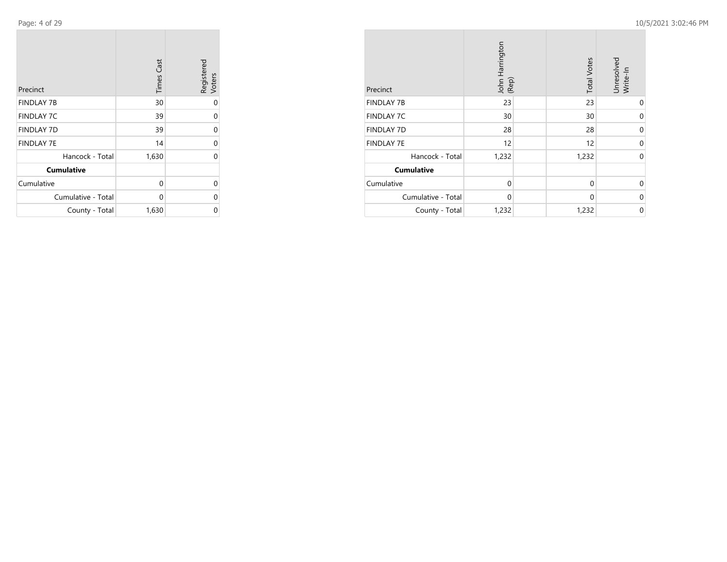| Precinct | Times Cast | Registered Voters |
|---|---|---|
| FINDLAY 7B | 30 | 0 |
| FINDLAY 7C | 39 | 0 |
| FINDLAY 7D | 39 | 0 |
| FINDLAY 7E | 14 | 0 |
| Hancock - Total | 1,630 | 0 |
| **Cumulative** | | |
| Cumulative | 0 | 0 |
| Cumulative - Total | 0 | 0 |
| County - Total | 1,630 | 0 |

| Precinct | John Harrington (Rep) | | Total Votes | Unresolved Write-In |
|---|---|---|---|---|
| FINDLAY 7B | 23 | | 23 | 0 |
| FINDLAY 7C | 30 | | 30 | 0 |
| FINDLAY 7D | 28 | | 28 | 0 |
| FINDLAY 7E | 12 | | 12 | 0 |
| Hancock - Total | 1,232 | | 1,232 | 0 |
| **Cumulative** | | | | |
| Cumulative | 0 | | 0 | 0 |
| Cumulative - Total | 0 | | 0 | 0 |
| County - Total | 1,232 | | 1,232 | 0 |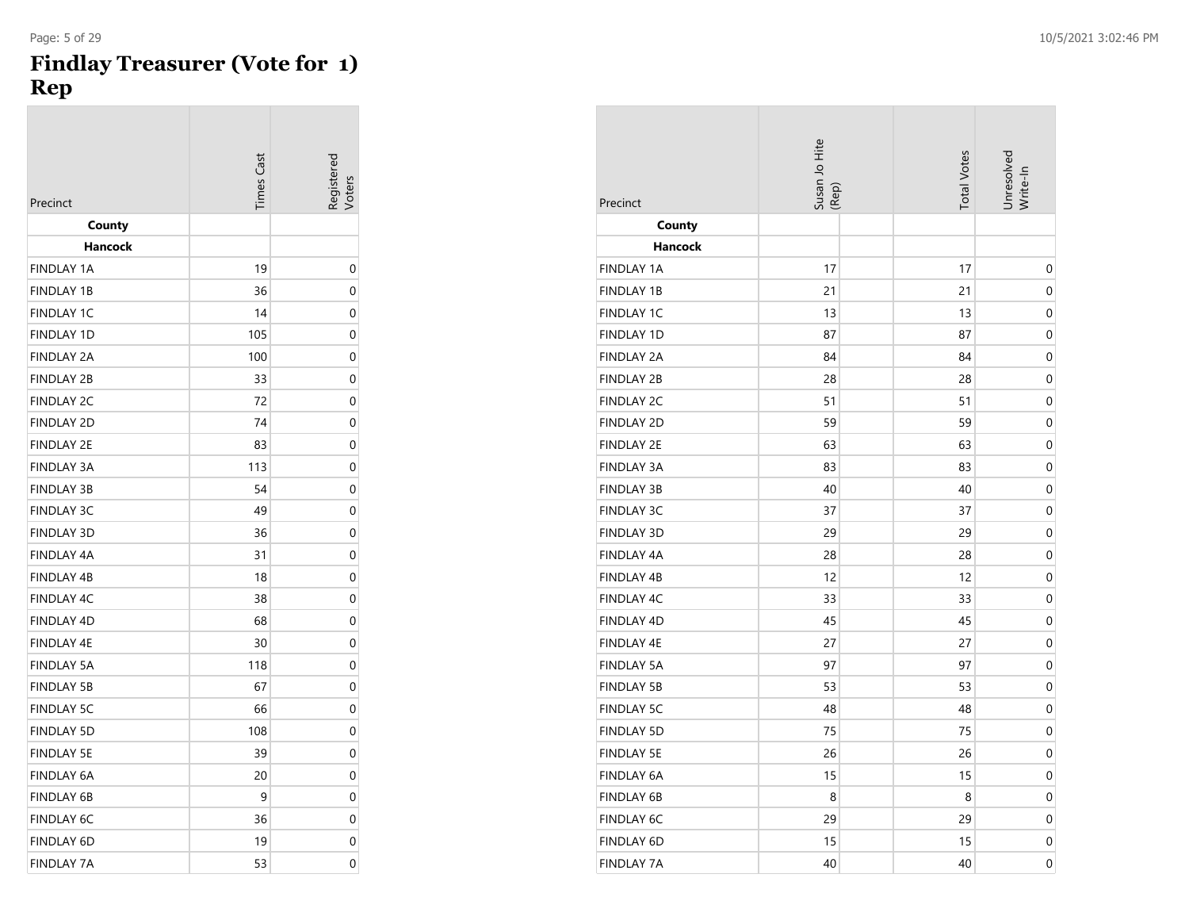# Findlay Treasurer (Vote for 1) Rep

| Precinct | Times Cast | Registered Voters |
|---|---|---|
| **County** | | |
| **Hancock** | | |
| FINDLAY 1A | 19 | 0 |
| FINDLAY 1B | 36 | 0 |
| FINDLAY 1C | 14 | 0 |
| FINDLAY 1D | 105 | 0 |
| FINDLAY 2A | 100 | 0 |
| FINDLAY 2B | 33 | 0 |
| FINDLAY 2C | 72 | 0 |
| FINDLAY 2D | 74 | 0 |
| FINDLAY 2E | 83 | 0 |
| FINDLAY 3A | 113 | 0 |
| FINDLAY 3B | 54 | 0 |
| FINDLAY 3C | 49 | 0 |
| FINDLAY 3D | 36 | 0 |
| FINDLAY 4A | 31 | 0 |
| FINDLAY 4B | 18 | 0 |
| FINDLAY 4C | 38 | 0 |
| FINDLAY 4D | 68 | 0 |
| FINDLAY 4E | 30 | 0 |
| FINDLAY 5A | 118 | 0 |
| FINDLAY 5B | 67 | 0 |
| FINDLAY 5C | 66 | 0 |
| FINDLAY 5D | 108 | 0 |
| FINDLAY 5E | 39 | 0 |
| FINDLAY 6A | 20 | 0 |
| FINDLAY 6B | 9 | 0 |
| FINDLAY 6C | 36 | 0 |
| FINDLAY 6D | 19 | 0 |
| FINDLAY 7A | 53 | 0 |

| Precinct | Susan Jo Hite (Rep) | | Total Votes | Unresolved Write-In |
|---|---|---|---|---|
| **County** | | | | |
| **Hancock** | | | | |
| FINDLAY 1A | 17 | | 17 | 0 |
| FINDLAY 1B | 21 | | 21 | 0 |
| FINDLAY 1C | 13 | | 13 | 0 |
| FINDLAY 1D | 87 | | 87 | 0 |
| FINDLAY 2A | 84 | | 84 | 0 |
| FINDLAY 2B | 28 | | 28 | 0 |
| FINDLAY 2C | 51 | | 51 | 0 |
| FINDLAY 2D | 59 | | 59 | 0 |
| FINDLAY 2E | 63 | | 63 | 0 |
| FINDLAY 3A | 83 | | 83 | 0 |
| FINDLAY 3B | 40 | | 40 | 0 |
| FINDLAY 3C | 37 | | 37 | 0 |
| FINDLAY 3D | 29 | | 29 | 0 |
| FINDLAY 4A | 28 | | 28 | 0 |
| FINDLAY 4B | 12 | | 12 | 0 |
| FINDLAY 4C | 33 | | 33 | 0 |
| FINDLAY 4D | 45 | | 45 | 0 |
| FINDLAY 4E | 27 | | 27 | 0 |
| FINDLAY 5A | 97 | | 97 | 0 |
| FINDLAY 5B | 53 | | 53 | 0 |
| FINDLAY 5C | 48 | | 48 | 0 |
| FINDLAY 5D | 75 | | 75 | 0 |
| FINDLAY 5E | 26 | | 26 | 0 |
| FINDLAY 6A | 15 | | 15 | 0 |
| FINDLAY 6B | 8 | | 8 | 0 |
| FINDLAY 6C | 29 | | 29 | 0 |
| FINDLAY 6D | 15 | | 15 | 0 |
| FINDLAY 7A | 40 | | 40 | 0 |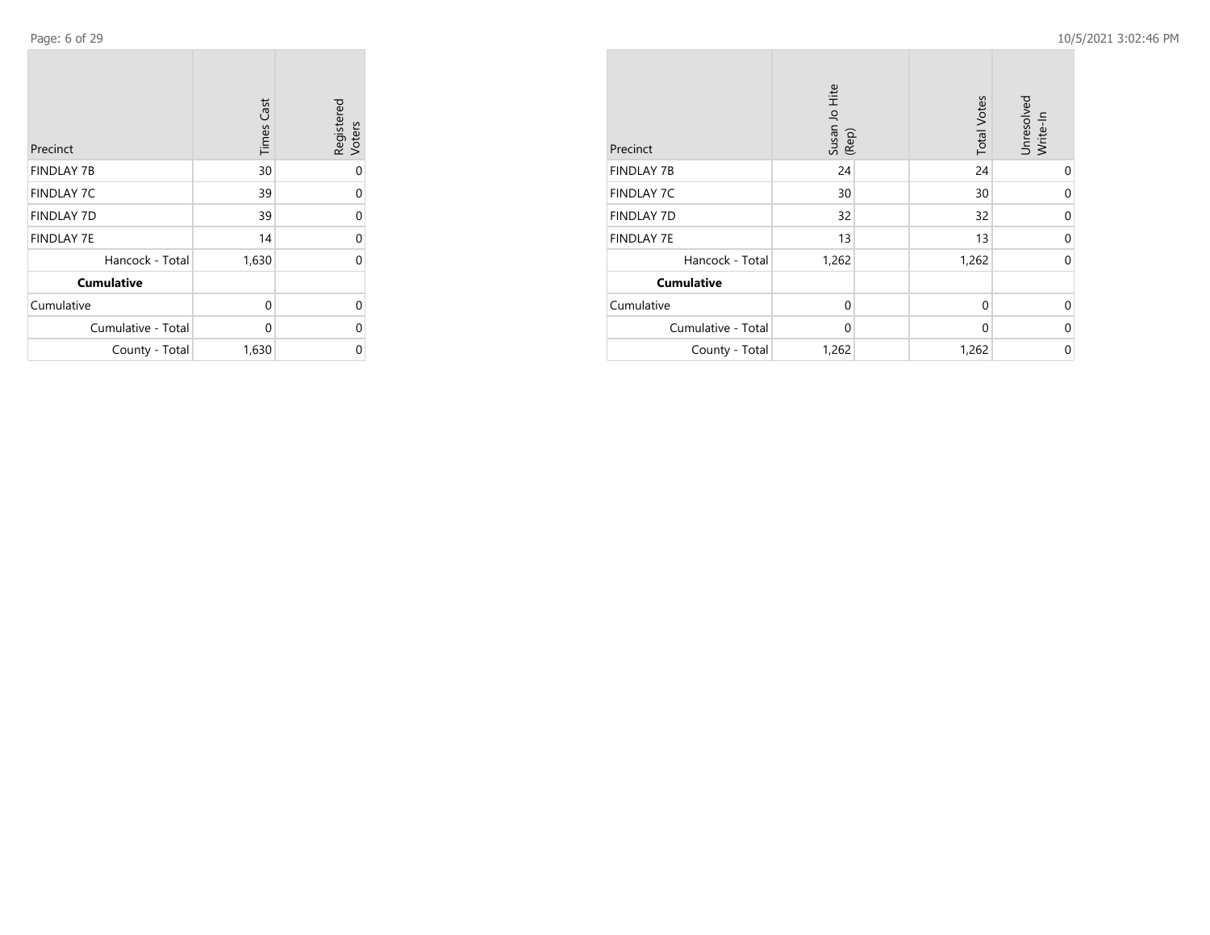| Precinct | Times Cast | Registered Voters |
|---|---|---|
| FINDLAY 7B | 30 | 0 |
| FINDLAY 7C | 39 | 0 |
| FINDLAY 7D | 39 | 0 |
| FINDLAY 7E | 14 | 0 |
| Hancock - Total | 1,630 | 0 |
| **Cumulative** | | |
| Cumulative | 0 | 0 |
| Cumulative - Total | 0 | 0 |
| County - Total | 1,630 | 0 |

| Precinct | Susan Jo Hite (Rep) | Total Votes | Unresolved Write-In |
|---|---|---|---|
| FINDLAY 7B | 24 | 24 | 0 |
| FINDLAY 7C | 30 | 30 | 0 |
| FINDLAY 7D | 32 | 32 | 0 |
| FINDLAY 7E | 13 | 13 | 0 |
| Hancock - Total | 1,262 | 1,262 | 0 |
| **Cumulative** | | | |
| Cumulative | 0 | 0 | 0 |
| Cumulative - Total | 0 | 0 | 0 |
| County - Total | 1,262 | 1,262 | 0 |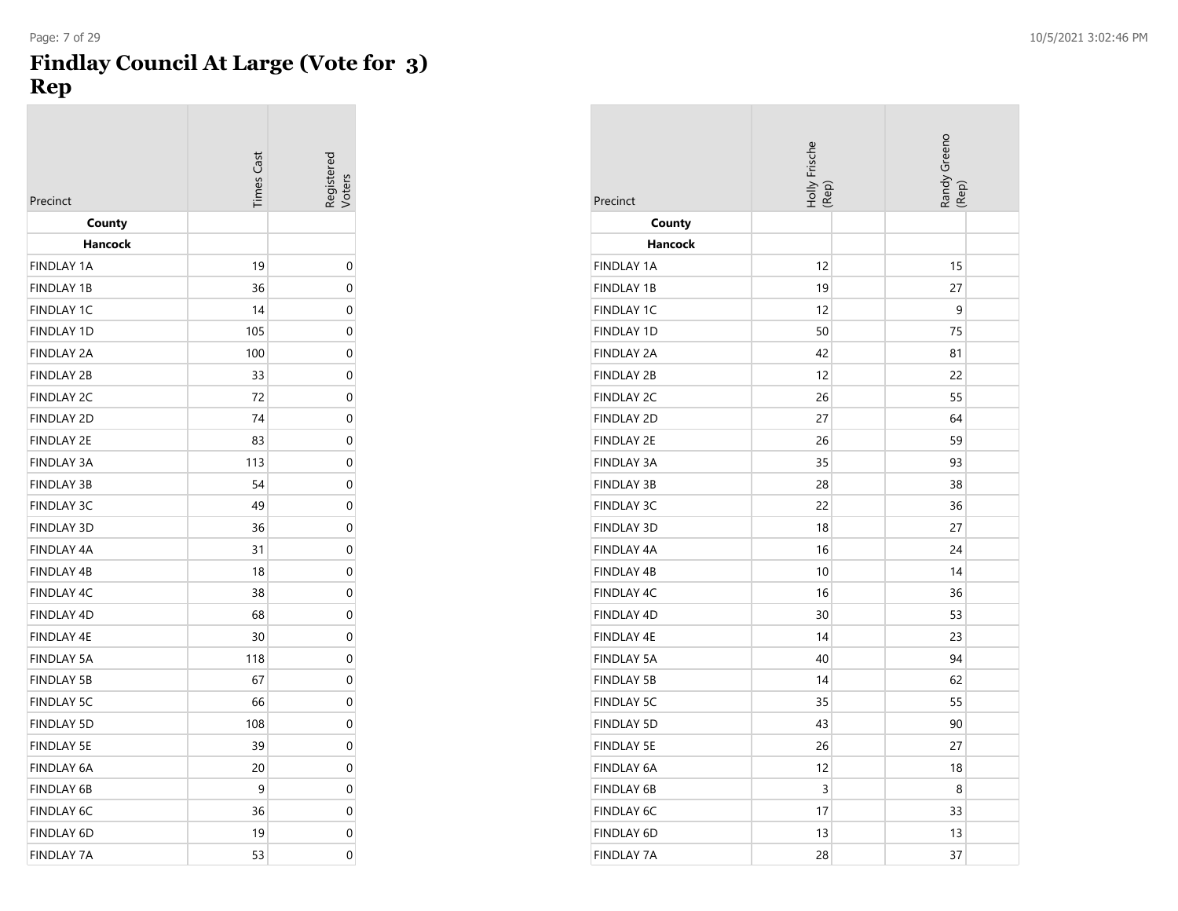# Findlay Council At Large (Vote for 3) Rep

| Precinct | Times Cast | Registered Voters |
|---|---|---|
| **County** | | |
| **Hancock** | | |
| FINDLAY 1A | 19 | 0 |
| FINDLAY 1B | 36 | 0 |
| FINDLAY 1C | 14 | 0 |
| FINDLAY 1D | 105 | 0 |
| FINDLAY 2A | 100 | 0 |
| FINDLAY 2B | 33 | 0 |
| FINDLAY 2C | 72 | 0 |
| FINDLAY 2D | 74 | 0 |
| FINDLAY 2E | 83 | 0 |
| FINDLAY 3A | 113 | 0 |
| FINDLAY 3B | 54 | 0 |
| FINDLAY 3C | 49 | 0 |
| FINDLAY 3D | 36 | 0 |
| FINDLAY 4A | 31 | 0 |
| FINDLAY 4B | 18 | 0 |
| FINDLAY 4C | 38 | 0 |
| FINDLAY 4D | 68 | 0 |
| FINDLAY 4E | 30 | 0 |
| FINDLAY 5A | 118 | 0 |
| FINDLAY 5B | 67 | 0 |
| FINDLAY 5C | 66 | 0 |
| FINDLAY 5D | 108 | 0 |
| FINDLAY 5E | 39 | 0 |
| FINDLAY 6A | 20 | 0 |
| FINDLAY 6B | 9 | 0 |
| FINDLAY 6C | 36 | 0 |
| FINDLAY 6D | 19 | 0 |
| FINDLAY 7A | 53 | 0 |

| Precinct | Holly Frische (Rep) | | Randy Greeno (Rep) | |
|---|---|---|---|---|
| **County** | | | | |
| **Hancock** | | | | |
| FINDLAY 1A | 12 | | 15 | |
| FINDLAY 1B | 19 | | 27 | |
| FINDLAY 1C | 12 | | 9 | |
| FINDLAY 1D | 50 | | 75 | |
| FINDLAY 2A | 42 | | 81 | |
| FINDLAY 2B | 12 | | 22 | |
| FINDLAY 2C | 26 | | 55 | |
| FINDLAY 2D | 27 | | 64 | |
| FINDLAY 2E | 26 | | 59 | |
| FINDLAY 3A | 35 | | 93 | |
| FINDLAY 3B | 28 | | 38 | |
| FINDLAY 3C | 22 | | 36 | |
| FINDLAY 3D | 18 | | 27 | |
| FINDLAY 4A | 16 | | 24 | |
| FINDLAY 4B | 10 | | 14 | |
| FINDLAY 4C | 16 | | 36 | |
| FINDLAY 4D | 30 | | 53 | |
| FINDLAY 4E | 14 | | 23 | |
| FINDLAY 5A | 40 | | 94 | |
| FINDLAY 5B | 14 | | 62 | |
| FINDLAY 5C | 35 | | 55 | |
| FINDLAY 5D | 43 | | 90 | |
| FINDLAY 5E | 26 | | 27 | |
| FINDLAY 6A | 12 | | 18 | |
| FINDLAY 6B | 3 | | 8 | |
| FINDLAY 6C | 17 | | 33 | |
| FINDLAY 6D | 13 | | 13 | |
| FINDLAY 7A | 28 | | 37 | |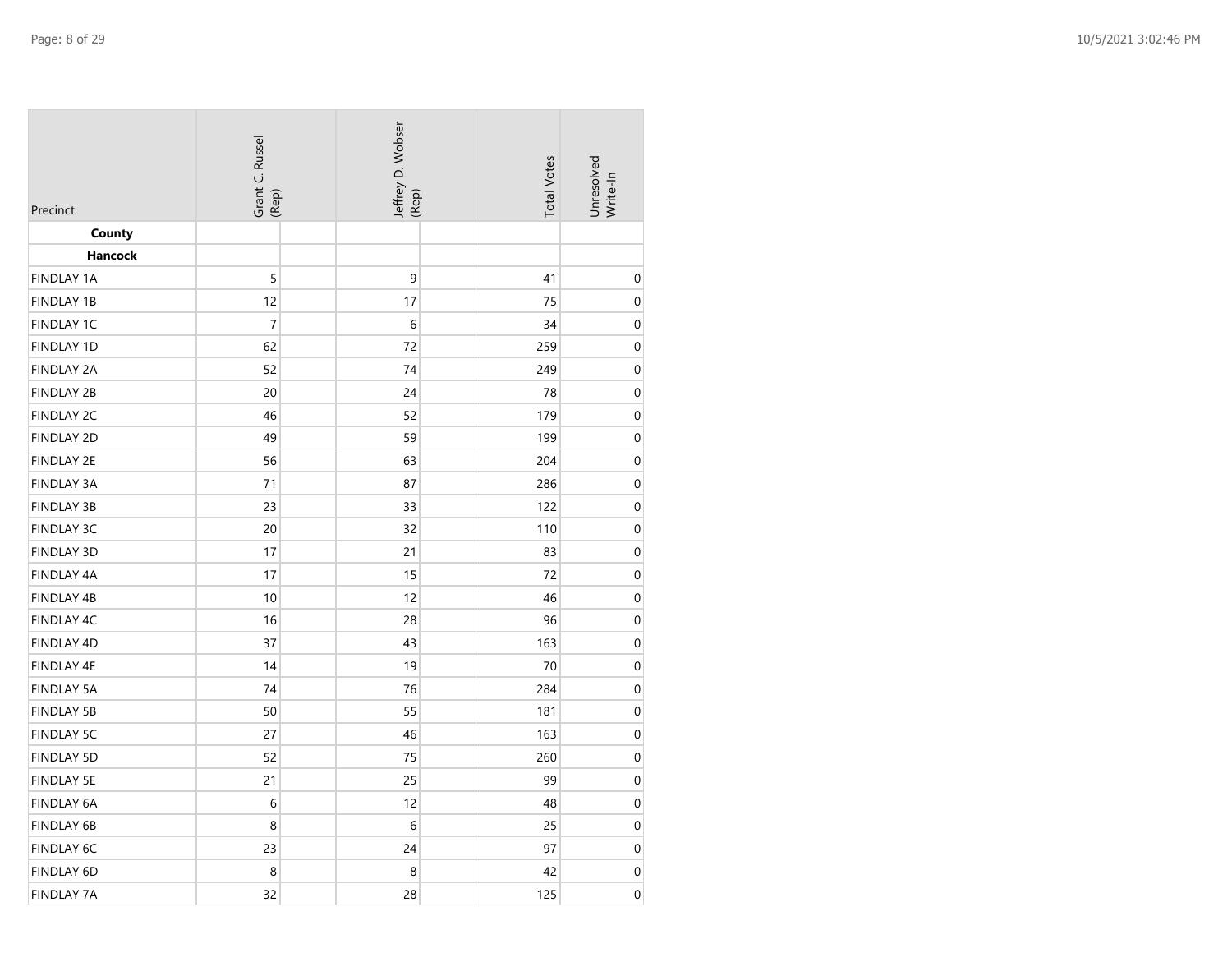| Precinct | Grant C. Russel (Rep) | Jeffrey D. Wobser (Rep) | Total Votes | Unresolved Write-In |
|---|---|---|---|---|
| **County** | | | | |
| **Hancock** | | | | |
| FINDLAY 1A | 5 | 9 | 41 | 0 |
| FINDLAY 1B | 12 | 17 | 75 | 0 |
| FINDLAY 1C | 7 | 6 | 34 | 0 |
| FINDLAY 1D | 62 | 72 | 259 | 0 |
| FINDLAY 2A | 52 | 74 | 249 | 0 |
| FINDLAY 2B | 20 | 24 | 78 | 0 |
| FINDLAY 2C | 46 | 52 | 179 | 0 |
| FINDLAY 2D | 49 | 59 | 199 | 0 |
| FINDLAY 2E | 56 | 63 | 204 | 0 |
| FINDLAY 3A | 71 | 87 | 286 | 0 |
| FINDLAY 3B | 23 | 33 | 122 | 0 |
| FINDLAY 3C | 20 | 32 | 110 | 0 |
| FINDLAY 3D | 17 | 21 | 83 | 0 |
| FINDLAY 4A | 17 | 15 | 72 | 0 |
| FINDLAY 4B | 10 | 12 | 46 | 0 |
| FINDLAY 4C | 16 | 28 | 96 | 0 |
| FINDLAY 4D | 37 | 43 | 163 | 0 |
| FINDLAY 4E | 14 | 19 | 70 | 0 |
| FINDLAY 5A | 74 | 76 | 284 | 0 |
| FINDLAY 5B | 50 | 55 | 181 | 0 |
| FINDLAY 5C | 27 | 46 | 163 | 0 |
| FINDLAY 5D | 52 | 75 | 260 | 0 |
| FINDLAY 5E | 21 | 25 | 99 | 0 |
| FINDLAY 6A | 6 | 12 | 48 | 0 |
| FINDLAY 6B | 8 | 6 | 25 | 0 |
| FINDLAY 6C | 23 | 24 | 97 | 0 |
| FINDLAY 6D | 8 | 8 | 42 | 0 |
| FINDLAY 7A | 32 | 28 | 125 | 0 |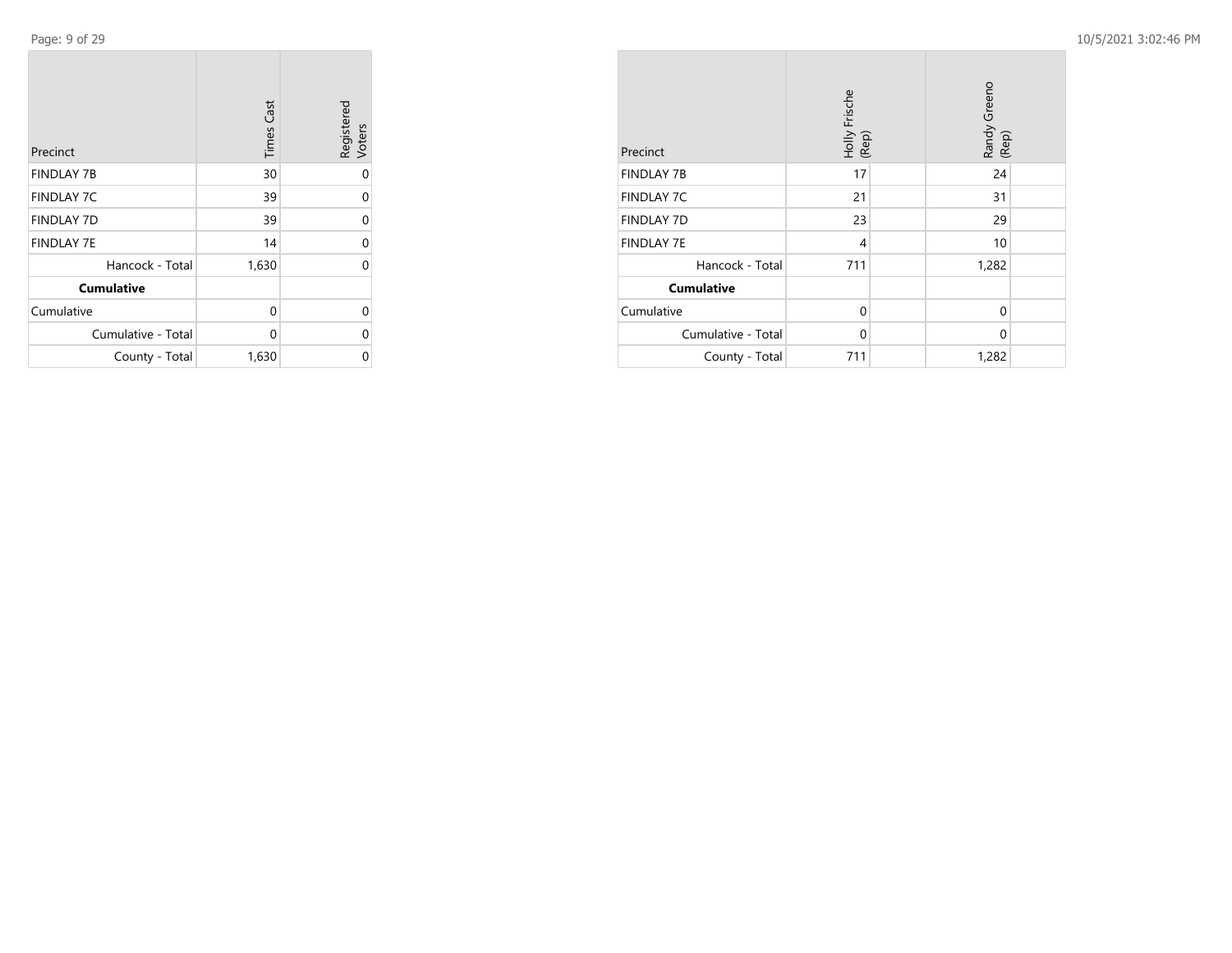| Precinct | Times Cast | Registered Voters |
|---|---|---|
| FINDLAY 7B | 30 | 0 |
| FINDLAY 7C | 39 | 0 |
| FINDLAY 7D | 39 | 0 |
| FINDLAY 7E | 14 | 0 |
| Hancock - Total | 1,630 | 0 |
| **Cumulative** | | |
| Cumulative | 0 | 0 |
| Cumulative - Total | 0 | 0 |
| County - Total | 1,630 | 0 |

| Precinct | Holly Frische (Rep) | Randy Greeno (Rep) |
|---|---|---|
| FINDLAY 7B | 17 | 24 |
| FINDLAY 7C | 21 | 31 |
| FINDLAY 7D | 23 | 29 |
| FINDLAY 7E | 4 | 10 |
| Hancock - Total | 711 | 1,282 |
| **Cumulative** | | |
| Cumulative | 0 | 0 |
| Cumulative - Total | 0 | 0 |
| County - Total | 711 | 1,282 |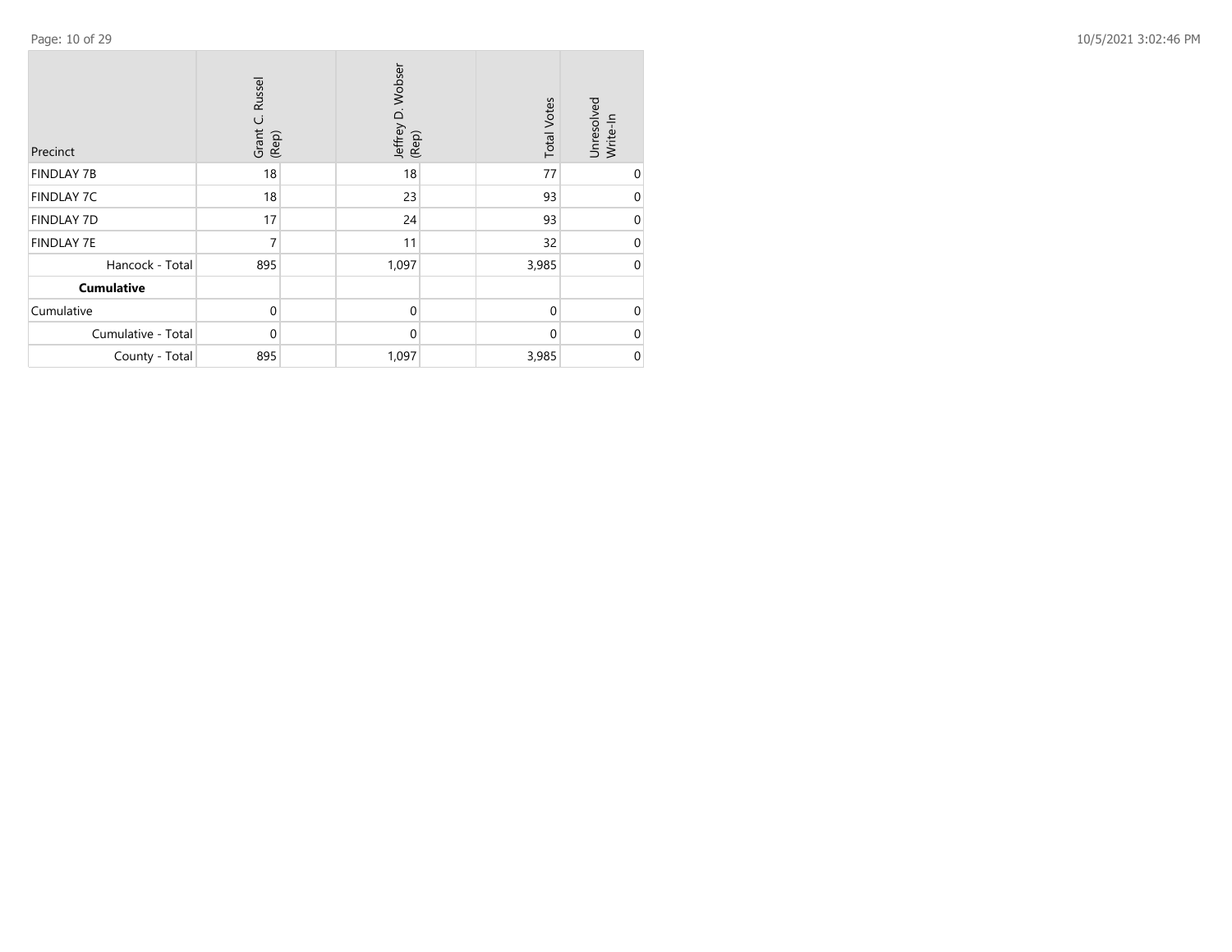| Precinct | Grant C. Russel (Rep) | Jeffrey D. Wobser (Rep) | Total Votes | Unresolved Write-In |
|---|---|---|---|---|
| FINDLAY 7B | 18 | 18 | 77 | 0 |
| FINDLAY 7C | 18 | 23 | 93 | 0 |
| FINDLAY 7D | 17 | 24 | 93 | 0 |
| FINDLAY 7E | 7 | 11 | 32 | 0 |
| Hancock - Total | 895 | 1,097 | 3,985 | 0 |
| **Cumulative** | | | | |
| Cumulative | 0 | 0 | 0 | 0 |
| Cumulative - Total | 0 | 0 | 0 | 0 |
| County - Total | 895 | 1,097 | 3,985 | 0 |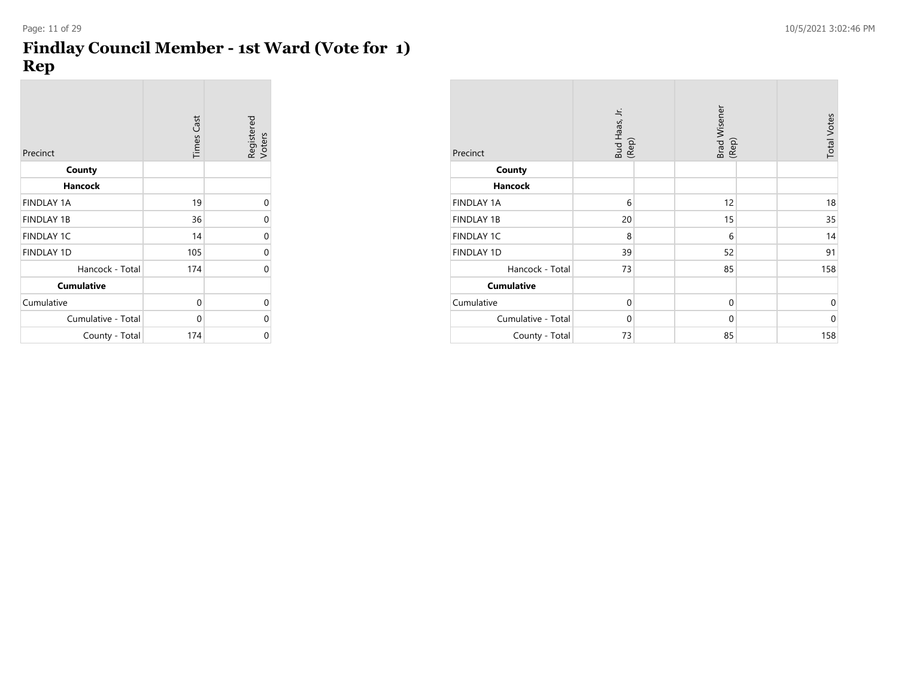# Findlay Council Member - 1st Ward (Vote for 1)
# Rep

| Precinct | Times Cast | Registered Voters |
| --- | --- | --- |
| **County** | | |
| **Hancock** | | |
| FINDLAY 1A | 19 | 0 |
| FINDLAY 1B | 36 | 0 |
| FINDLAY 1C | 14 | 0 |
| FINDLAY 1D | 105 | 0 |
| Hancock - Total | 174 | 0 |
| **Cumulative** | | |
| Cumulative | 0 | 0 |
| Cumulative - Total | 0 | 0 |
| County - Total | 174 | 0 |

| Precinct | Bud Haas, Jr. (Rep) | Brad Wisener (Rep) | Total Votes |
| --- | --- | --- | --- |
| **County** | | | |
| **Hancock** | | | |
| FINDLAY 1A | 6 | 12 | 18 |
| FINDLAY 1B | 20 | 15 | 35 |
| FINDLAY 1C | 8 | 6 | 14 |
| FINDLAY 1D | 39 | 52 | 91 |
| Hancock - Total | 73 | 85 | 158 |
| **Cumulative** | | | |
| Cumulative | 0 | 0 | 0 |
| Cumulative - Total | 0 | 0 | 0 |
| County - Total | 73 | 85 | 158 |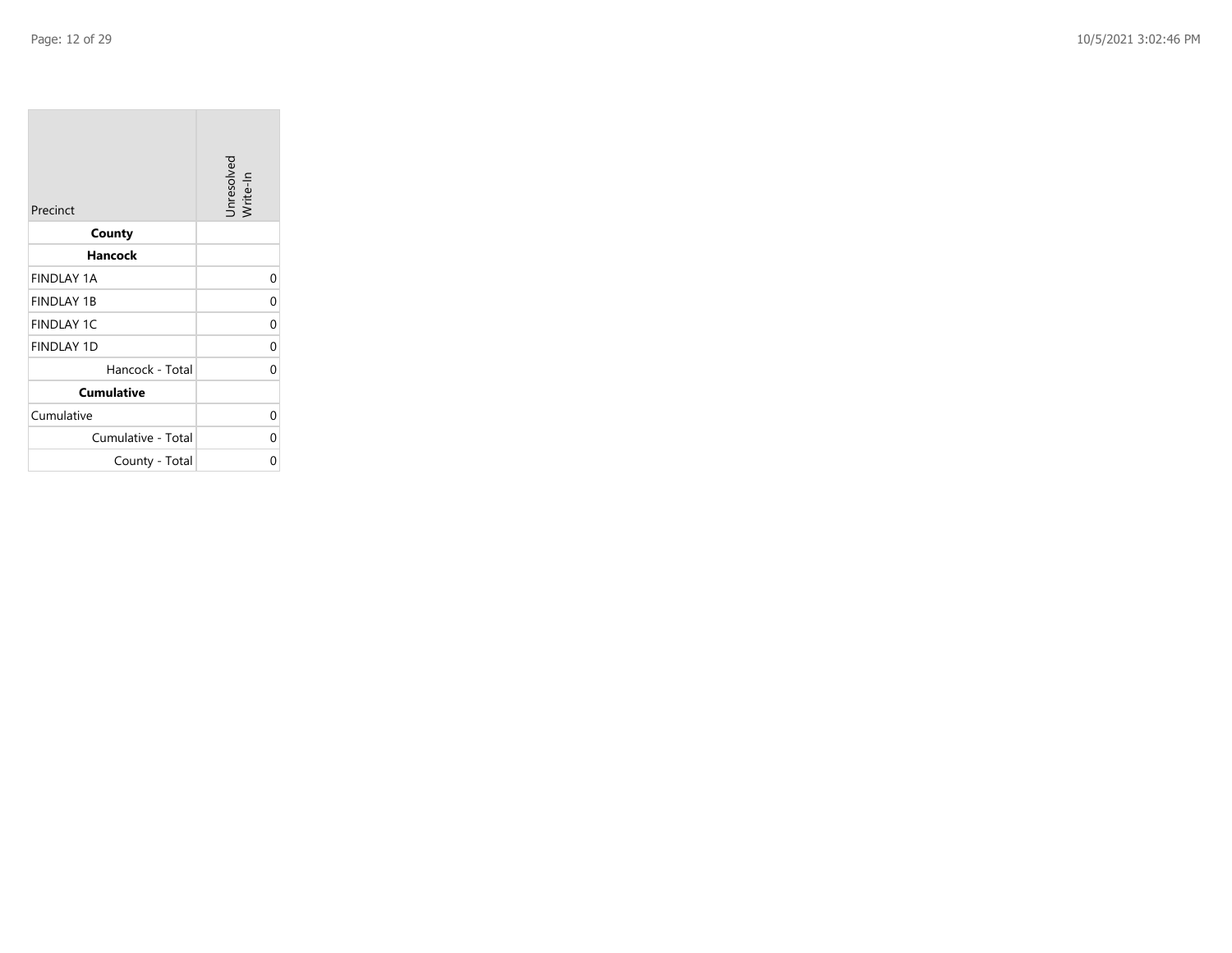| Precinct | Unresolved Write-In |
| --- | --- |
| **County** | |
| **Hancock** | |
| FINDLAY 1A | 0 |
| FINDLAY 1B | 0 |
| FINDLAY 1C | 0 |
| FINDLAY 1D | 0 |
| Hancock - Total | 0 |
| **Cumulative** | |
| Cumulative | 0 |
| Cumulative - Total | 0 |
| County - Total | 0 |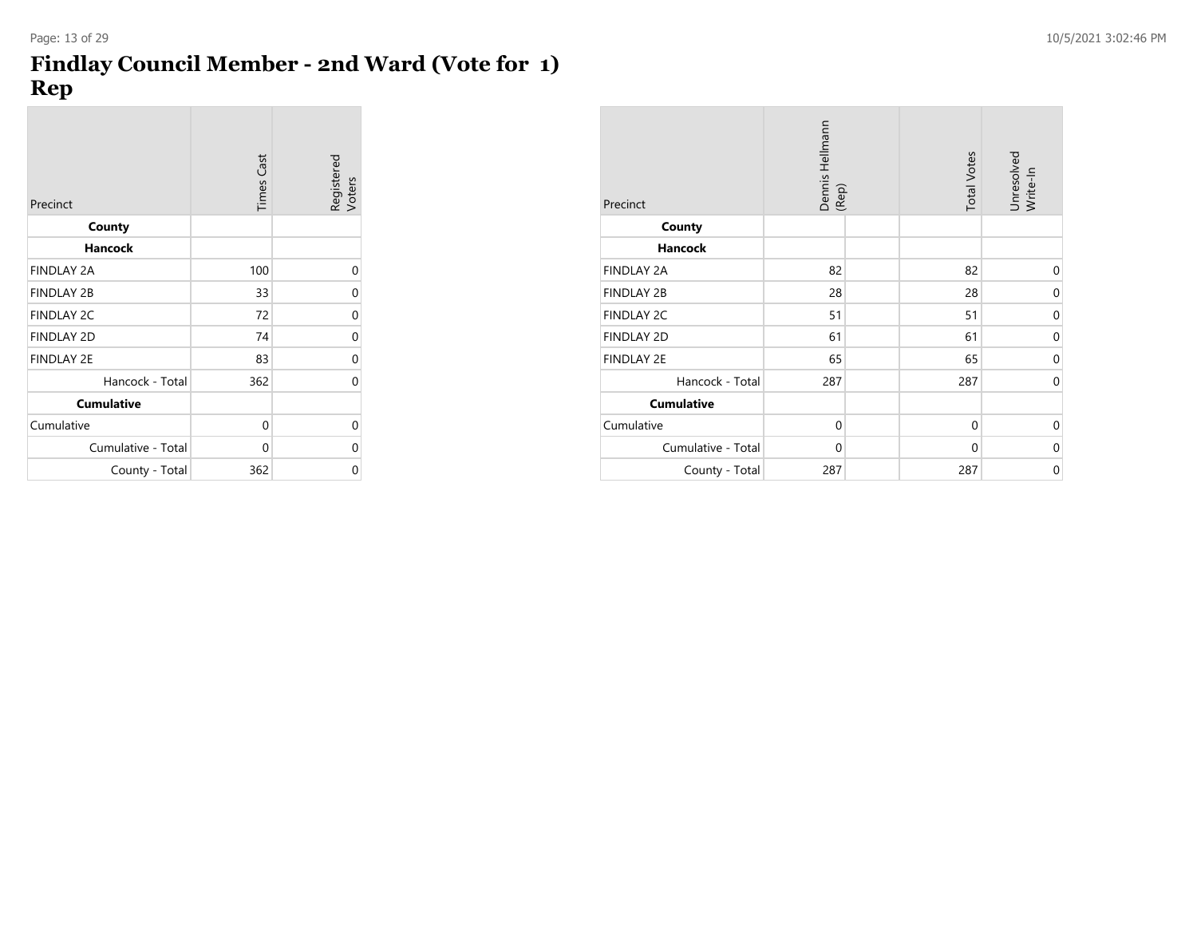# Findlay Council Member - 2nd Ward (Vote for 1) Rep

| Precinct | Times Cast | Registered Voters |
|---|---|---|
| **County** | | |
| **Hancock** | | |
| FINDLAY 2A | 100 | 0 |
| FINDLAY 2B | 33 | 0 |
| FINDLAY 2C | 72 | 0 |
| FINDLAY 2D | 74 | 0 |
| FINDLAY 2E | 83 | 0 |
| Hancock - Total | 362 | 0 |
| **Cumulative** | | |
| Cumulative | 0 | 0 |
| Cumulative - Total | 0 | 0 |
| County - Total | 362 | 0 |

| Precinct | Dennis Hellmann (Rep) | | Total Votes | Unresolved Write-In |
|---|---|---|---|---|
| **County** | | | | |
| **Hancock** | | | | |
| FINDLAY 2A | 82 | | 82 | 0 |
| FINDLAY 2B | 28 | | 28 | 0 |
| FINDLAY 2C | 51 | | 51 | 0 |
| FINDLAY 2D | 61 | | 61 | 0 |
| FINDLAY 2E | 65 | | 65 | 0 |
| Hancock - Total | 287 | | 287 | 0 |
| **Cumulative** | | | | |
| Cumulative | 0 | | 0 | 0 |
| Cumulative - Total | 0 | | 0 | 0 |
| County - Total | 287 | | 287 | 0 |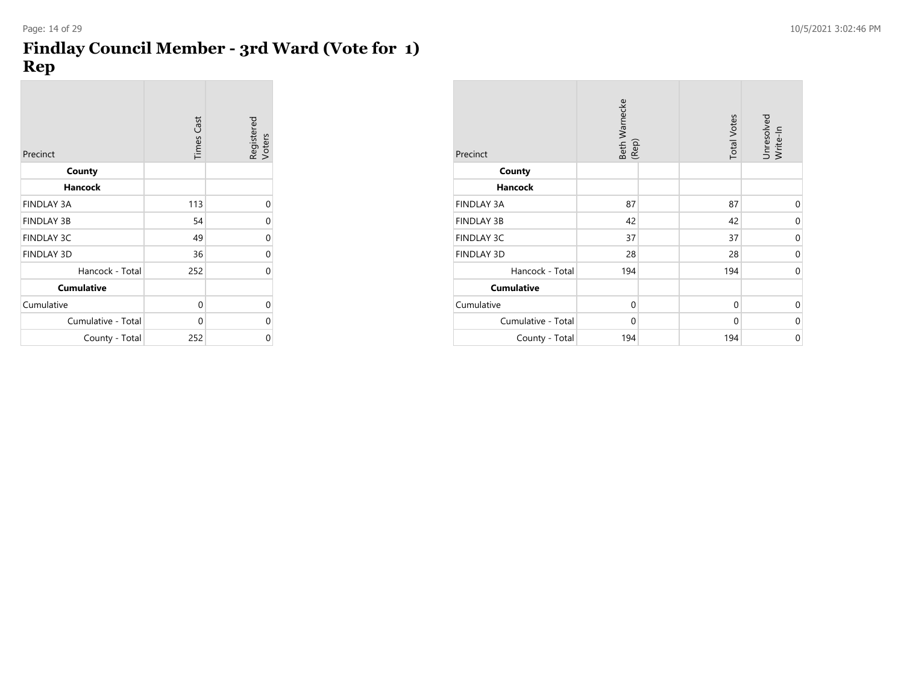# Findlay Council Member - 3rd Ward (Vote for 1) Rep

| Precinct | Times Cast | Registered Voters |
|---|---|---|
| **County** | | |
| **Hancock** | | |
| FINDLAY 3A | 113 | 0 |
| FINDLAY 3B | 54 | 0 |
| FINDLAY 3C | 49 | 0 |
| FINDLAY 3D | 36 | 0 |
| Hancock - Total | 252 | 0 |
| **Cumulative** | | |
| Cumulative | 0 | 0 |
| Cumulative - Total | 0 | 0 |
| County - Total | 252 | 0 |

| Precinct | Beth Warnecke (Rep) | | Total Votes | Unresolved Write-In |
|---|---|---|---|---|
| **County** | | | | |
| **Hancock** | | | | |
| FINDLAY 3A | 87 | | 87 | 0 |
| FINDLAY 3B | 42 | | 42 | 0 |
| FINDLAY 3C | 37 | | 37 | 0 |
| FINDLAY 3D | 28 | | 28 | 0 |
| Hancock - Total | 194 | | 194 | 0 |
| **Cumulative** | | | | |
| Cumulative | 0 | | 0 | 0 |
| Cumulative - Total | 0 | | 0 | 0 |
| County - Total | 194 | | 194 | 0 |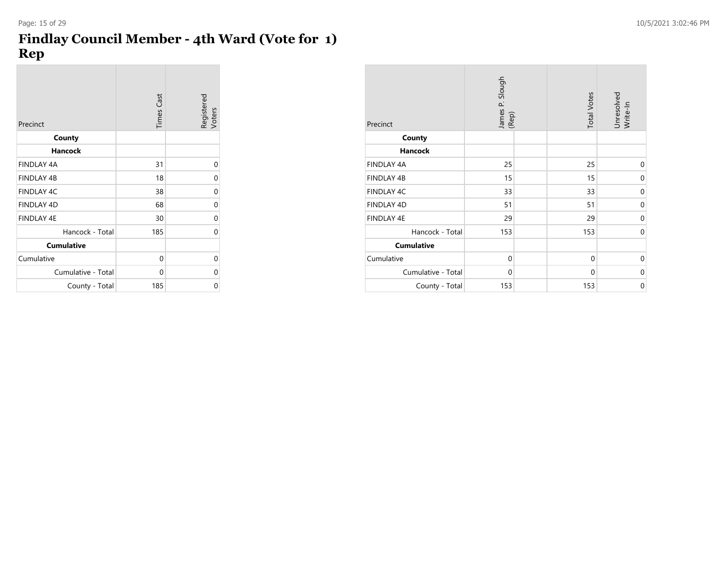# Findlay Council Member - 4th Ward (Vote for 1) Rep

| Precinct | Times Cast | Registered Voters |
|---|---|---|
| **County** | | |
| **Hancock** | | |
| FINDLAY 4A | 31 | 0 |
| FINDLAY 4B | 18 | 0 |
| FINDLAY 4C | 38 | 0 |
| FINDLAY 4D | 68 | 0 |
| FINDLAY 4E | 30 | 0 |
| Hancock - Total | 185 | 0 |
| **Cumulative** | | |
| Cumulative | 0 | 0 |
| Cumulative - Total | 0 | 0 |
| County - Total | 185 | 0 |

| Precinct | James P. Slough (Rep) | | Total Votes | Unresolved Write-In |
|---|---|---|---|---|
| **County** | | | | |
| **Hancock** | | | | |
| FINDLAY 4A | 25 | | 25 | 0 |
| FINDLAY 4B | 15 | | 15 | 0 |
| FINDLAY 4C | 33 | | 33 | 0 |
| FINDLAY 4D | 51 | | 51 | 0 |
| FINDLAY 4E | 29 | | 29 | 0 |
| Hancock - Total | 153 | | 153 | 0 |
| **Cumulative** | | | | |
| Cumulative | 0 | | 0 | 0 |
| Cumulative - Total | 0 | | 0 | 0 |
| County - Total | 153 | | 153 | 0 |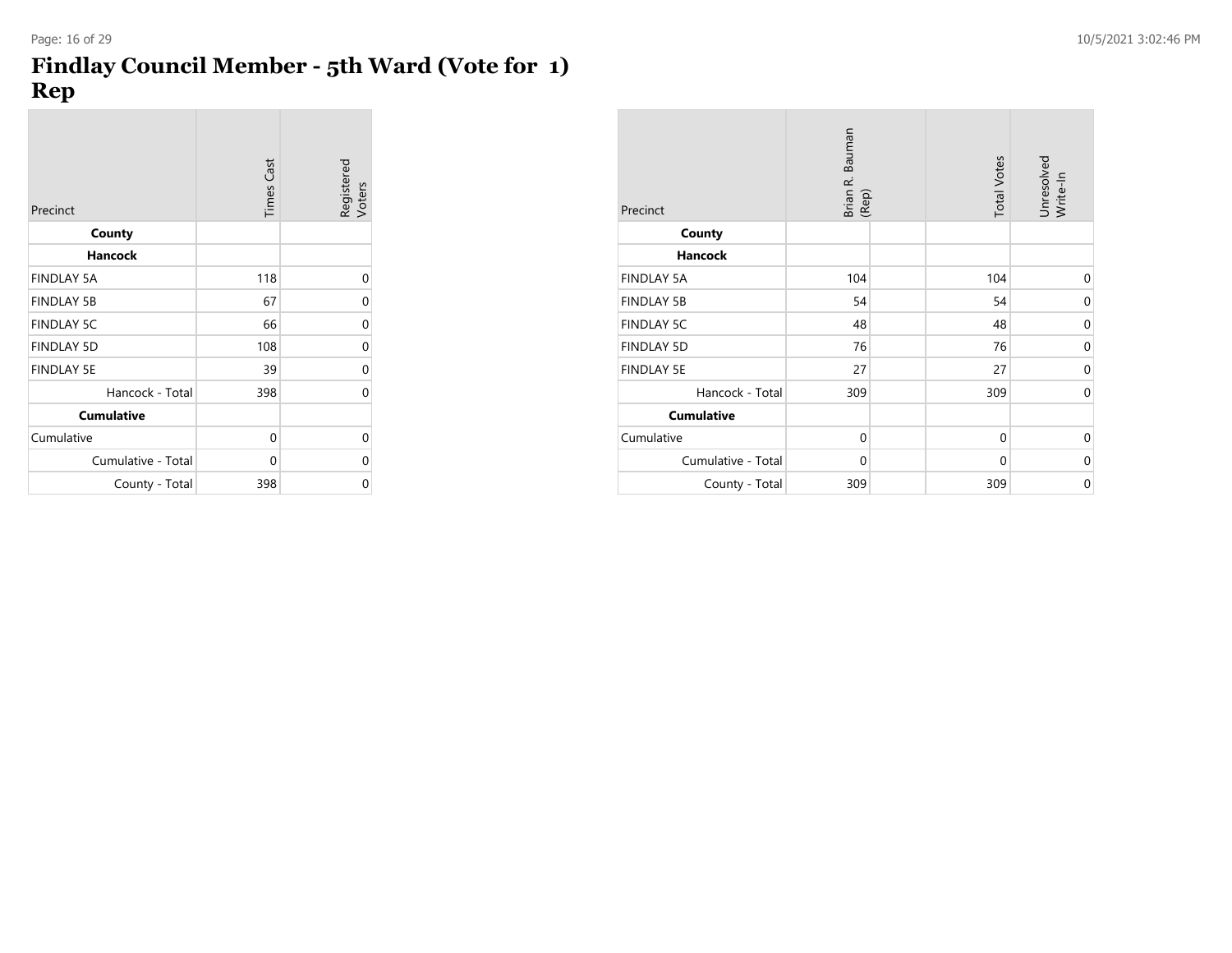# Findlay Council Member - 5th Ward (Vote for 1) Rep

| Precinct | Times Cast | Registered Voters |
|---|---|---|
| **County** | | |
| **Hancock** | | |
| FINDLAY 5A | 118 | 0 |
| FINDLAY 5B | 67 | 0 |
| FINDLAY 5C | 66 | 0 |
| FINDLAY 5D | 108 | 0 |
| FINDLAY 5E | 39 | 0 |
| Hancock - Total | 398 | 0 |
| **Cumulative** | | |
| Cumulative | 0 | 0 |
| Cumulative - Total | 0 | 0 |
| County - Total | 398 | 0 |

| Precinct | Brian R. Bauman (Rep) | | Total Votes | Unresolved Write-In |
|---|---|---|---|---|
| **County** | | | | |
| **Hancock** | | | | |
| FINDLAY 5A | 104 | | 104 | 0 |
| FINDLAY 5B | 54 | | 54 | 0 |
| FINDLAY 5C | 48 | | 48 | 0 |
| FINDLAY 5D | 76 | | 76 | 0 |
| FINDLAY 5E | 27 | | 27 | 0 |
| Hancock - Total | 309 | | 309 | 0 |
| **Cumulative** | | | | |
| Cumulative | 0 | | 0 | 0 |
| Cumulative - Total | 0 | | 0 | 0 |
| County - Total | 309 | | 309 | 0 |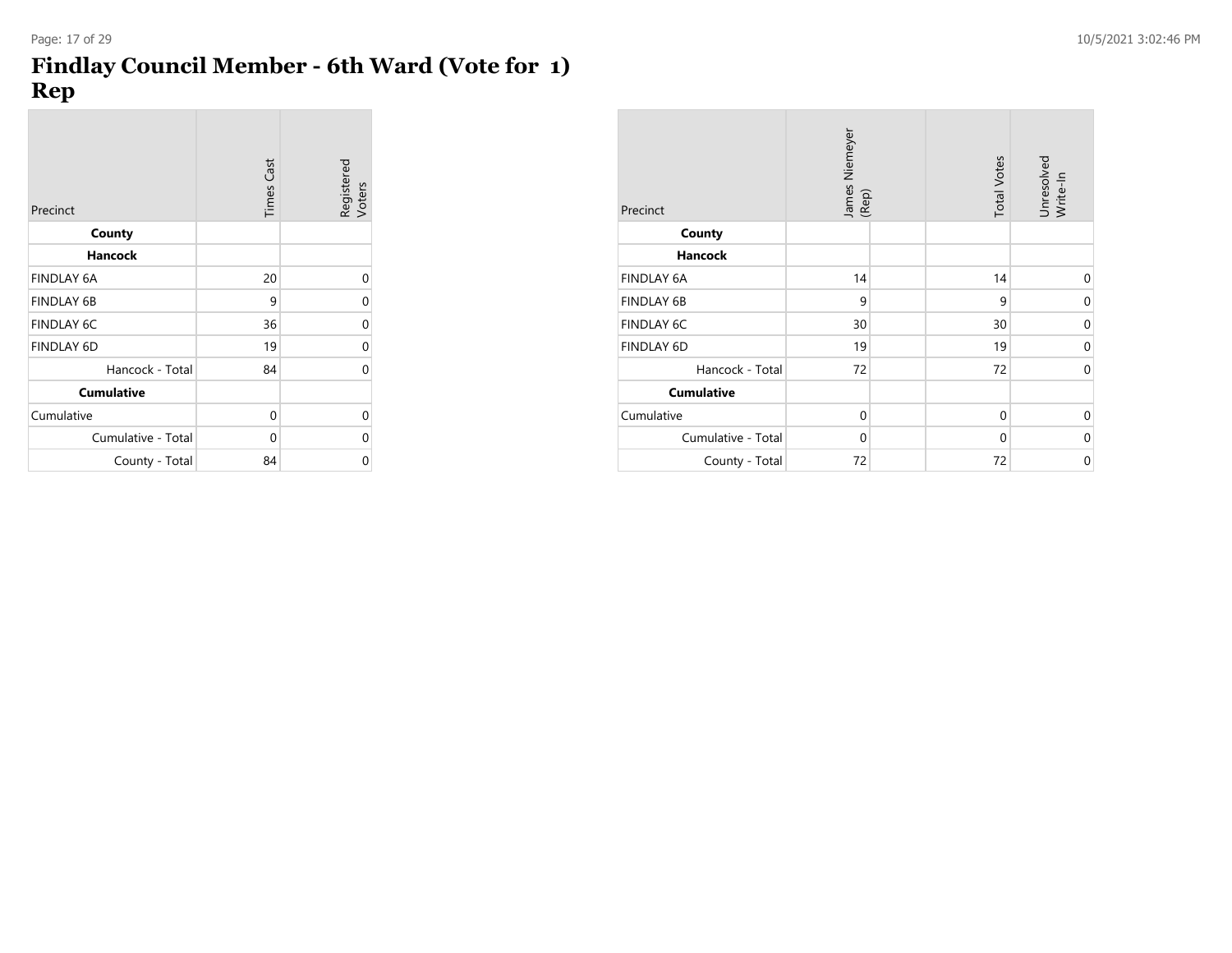# Findlay Council Member - 6th Ward (Vote for 1)
# Rep

| Precinct | Times Cast | Registered Voters |
|---|---|---|
| **County** | | |
| **Hancock** | | |
| FINDLAY 6A | 20 | 0 |
| FINDLAY 6B | 9 | 0 |
| FINDLAY 6C | 36 | 0 |
| FINDLAY 6D | 19 | 0 |
| Hancock - Total | 84 | 0 |
| **Cumulative** | | |
| Cumulative | 0 | 0 |
| Cumulative - Total | 0 | 0 |
| County - Total | 84 | 0 |

| Precinct | James Niemeyer (Rep) | | Total Votes | Unresolved Write-In |
|---|---|---|---|---|
| **County** | | | | |
| **Hancock** | | | | |
| FINDLAY 6A | 14 | | 14 | 0 |
| FINDLAY 6B | 9 | | 9 | 0 |
| FINDLAY 6C | 30 | | 30 | 0 |
| FINDLAY 6D | 19 | | 19 | 0 |
| Hancock - Total | 72 | | 72 | 0 |
| **Cumulative** | | | | |
| Cumulative | 0 | | 0 | 0 |
| Cumulative - Total | 0 | | 0 | 0 |
| County - Total | 72 | | 72 | 0 |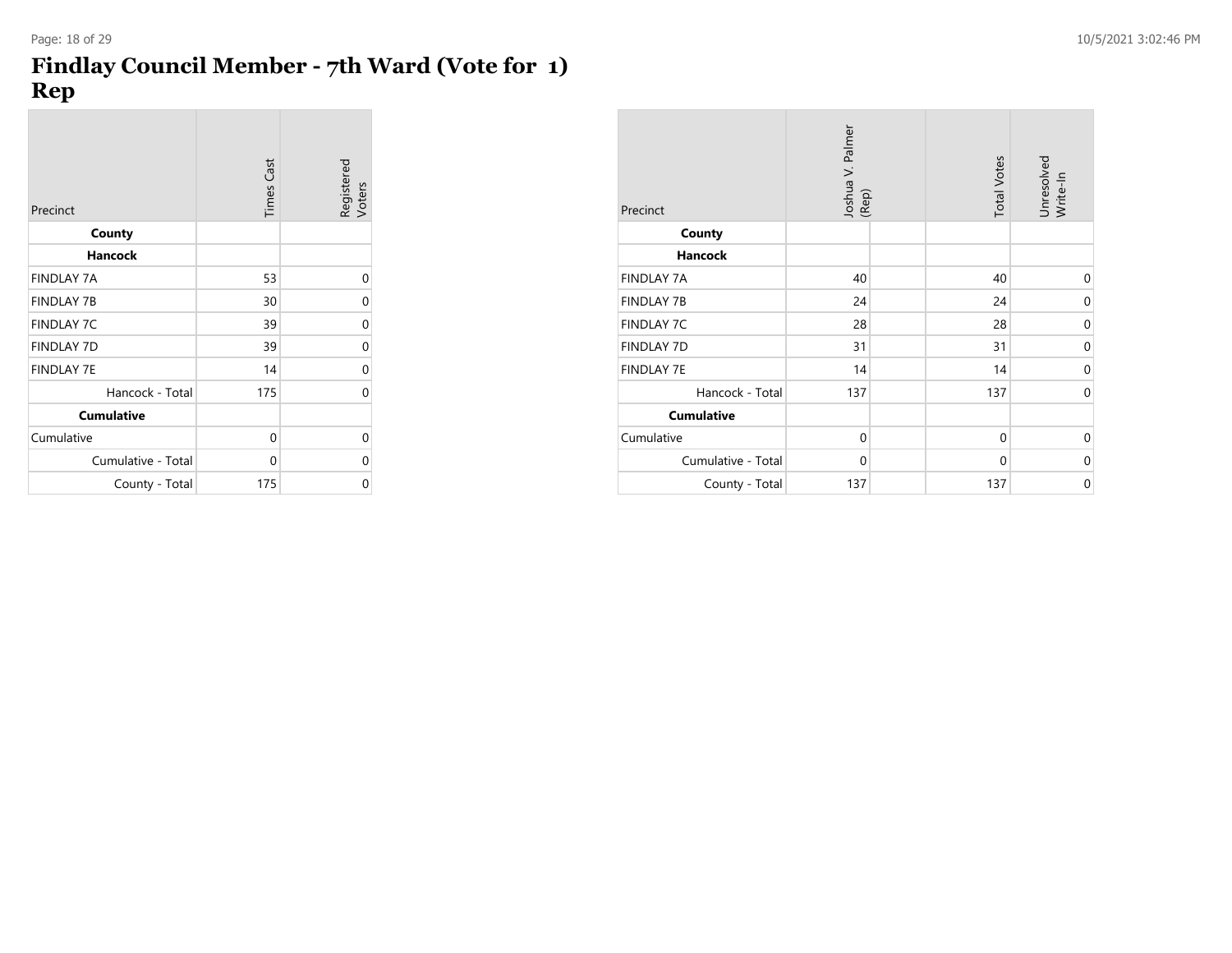# Findlay Council Member - 7th Ward (Vote for 1) Rep

| Precinct | Times Cast | Registered Voters |
|---|---|---|
| **County** | | |
| **Hancock** | | |
| FINDLAY 7A | 53 | 0 |
| FINDLAY 7B | 30 | 0 |
| FINDLAY 7C | 39 | 0 |
| FINDLAY 7D | 39 | 0 |
| FINDLAY 7E | 14 | 0 |
| Hancock - Total | 175 | 0 |
| **Cumulative** | | |
| Cumulative | 0 | 0 |
| Cumulative - Total | 0 | 0 |
| County - Total | 175 | 0 |

| Precinct | Joshua V. Palmer (Rep) | | Total Votes | Unresolved Write-In |
|---|---|---|---|---|
| **County** | | | | |
| **Hancock** | | | | |
| FINDLAY 7A | 40 | | 40 | 0 |
| FINDLAY 7B | 24 | | 24 | 0 |
| FINDLAY 7C | 28 | | 28 | 0 |
| FINDLAY 7D | 31 | | 31 | 0 |
| FINDLAY 7E | 14 | | 14 | 0 |
| Hancock - Total | 137 | | 137 | 0 |
| **Cumulative** | | | | |
| Cumulative | 0 | | 0 | 0 |
| Cumulative - Total | 0 | | 0 | 0 |
| County - Total | 137 | | 137 | 0 |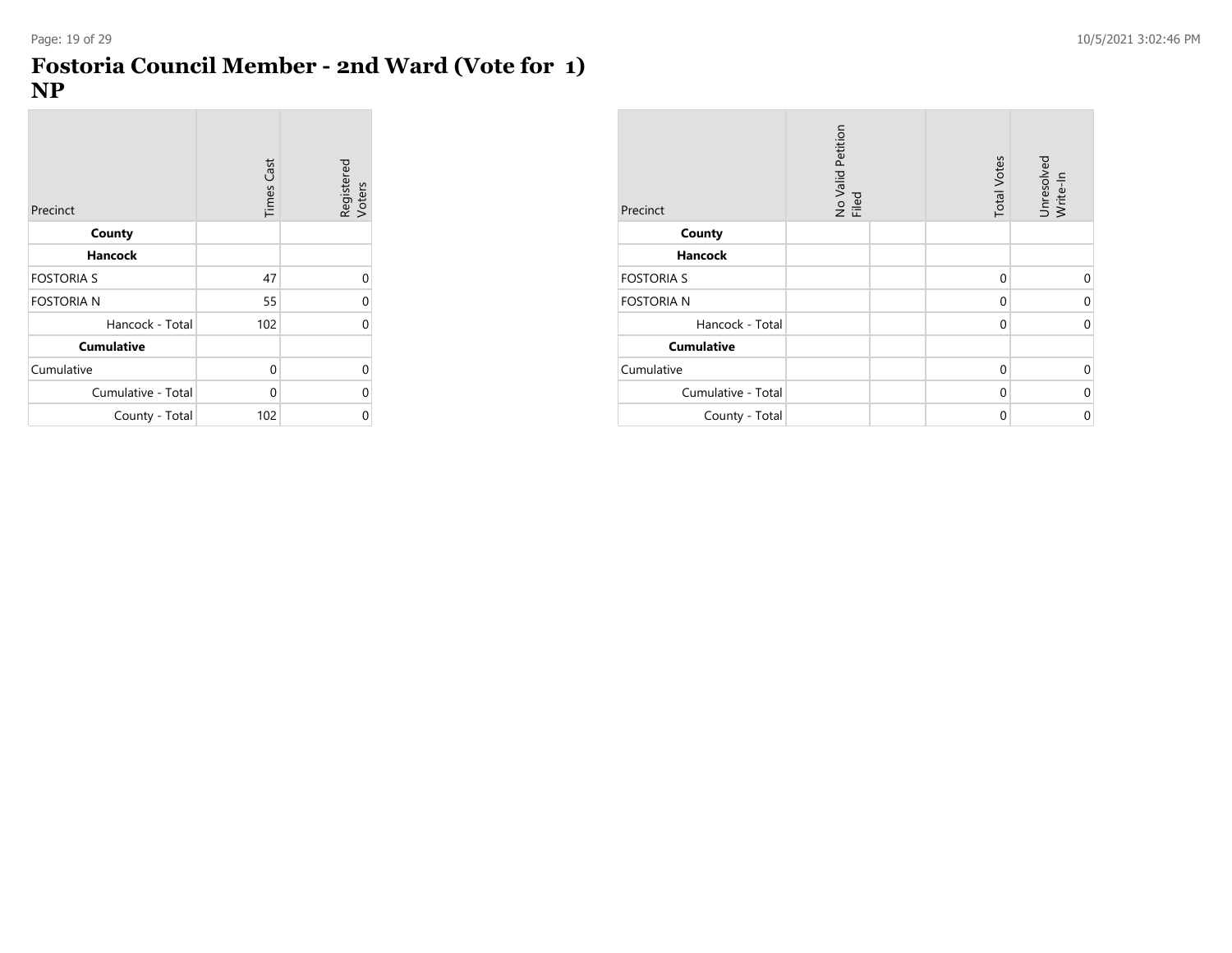# Fostoria Council Member - 2nd Ward (Vote for 1) NP

| Precinct | Times Cast | Registered Voters |
|---|---|---|
| **County** | | |
| **Hancock** | | |
| FOSTORIA S | 47 | 0 |
| FOSTORIA N | 55 | 0 |
| Hancock - Total | 102 | 0 |
| **Cumulative** | | |
| Cumulative | 0 | 0 |
| Cumulative - Total | 0 | 0 |
| County - Total | 102 | 0 |

| Precinct | No Valid Petition Filed | | Total Votes | Unresolved Write-In |
|---|---|---|---|---|
| **County** | | | | |
| **Hancock** | | | | |
| FOSTORIA S | | | 0 | 0 |
| FOSTORIA N | | | 0 | 0 |
| Hancock - Total | | | 0 | 0 |
| **Cumulative** | | | | |
| Cumulative | | | 0 | 0 |
| Cumulative - Total | | | 0 | 0 |
| County - Total | | | 0 | 0 |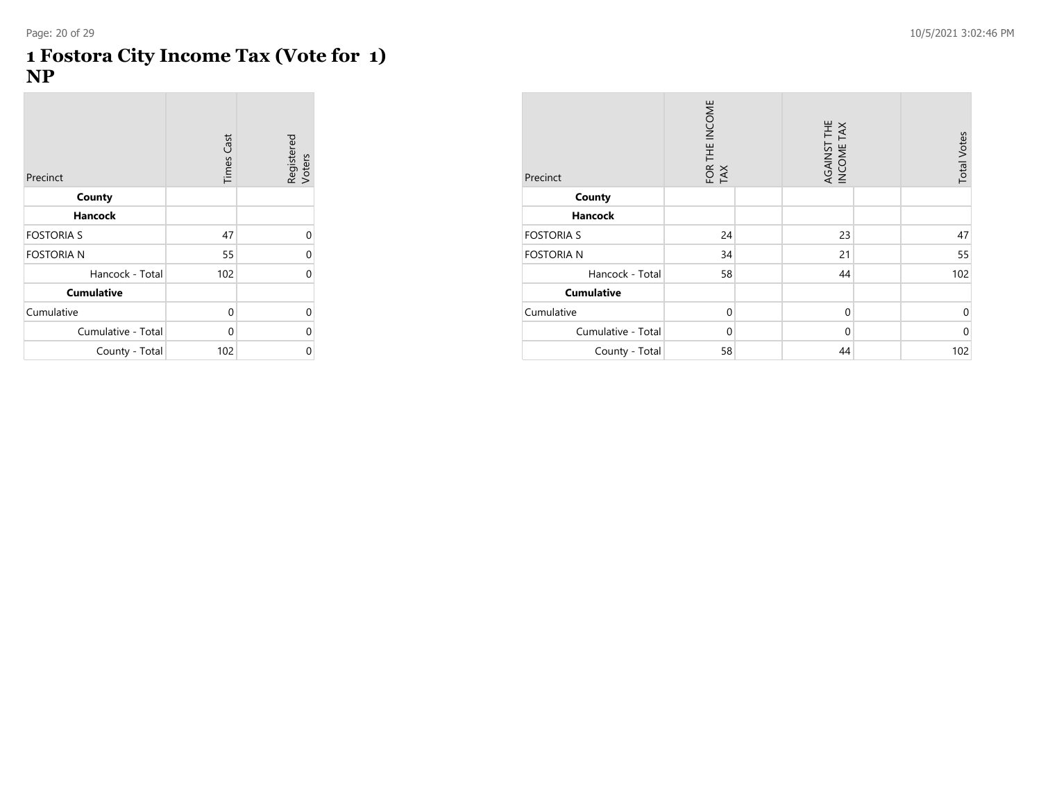# 1 Fostora City Income Tax (Vote for 1)
# NP

| Precinct | Times Cast | Registered Voters |
|---|---|---|
| **County** | | |
| **Hancock** | | |
| FOSTORIA S | 47 | 0 |
| FOSTORIA N | 55 | 0 |
| Hancock - Total | 102 | 0 |
| **Cumulative** | | |
| Cumulative | 0 | 0 |
| Cumulative - Total | 0 | 0 |
| County - Total | 102 | 0 |

| Precinct | FOR THE INCOME TAX | AGAINST THE INCOME TAX | Total Votes |
|---|---|---|---|
| **County** | | | |
| **Hancock** | | | |
| FOSTORIA S | 24 | 23 | 47 |
| FOSTORIA N | 34 | 21 | 55 |
| Hancock - Total | 58 | 44 | 102 |
| **Cumulative** | | | |
| Cumulative | 0 | 0 | 0 |
| Cumulative - Total | 0 | 0 | 0 |
| County - Total | 58 | 44 | 102 |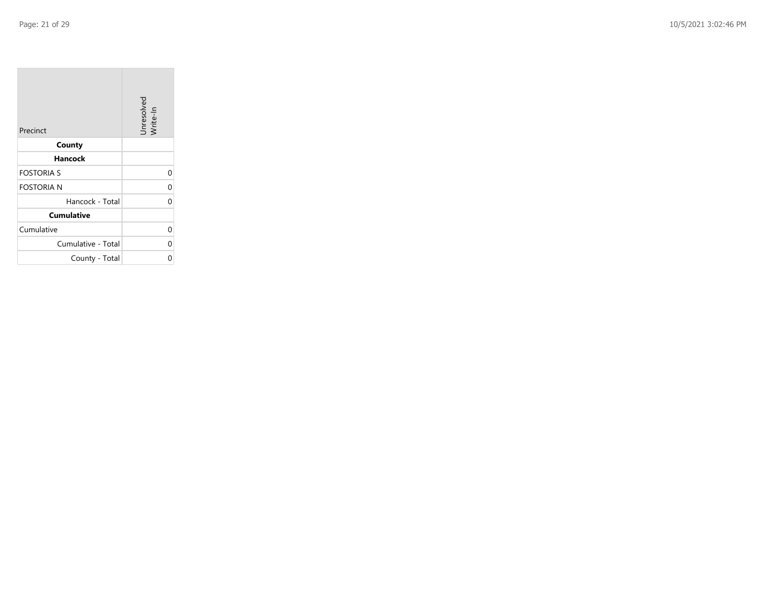| Precinct | Unresolved Write-In |
|---|---|
| **County** | |
| **Hancock** | |
| FOSTORIA S | 0 |
| FOSTORIA N | 0 |
| Hancock - Total | 0 |
| **Cumulative** | |
| Cumulative | 0 |
| Cumulative - Total | 0 |
| County - Total | 0 |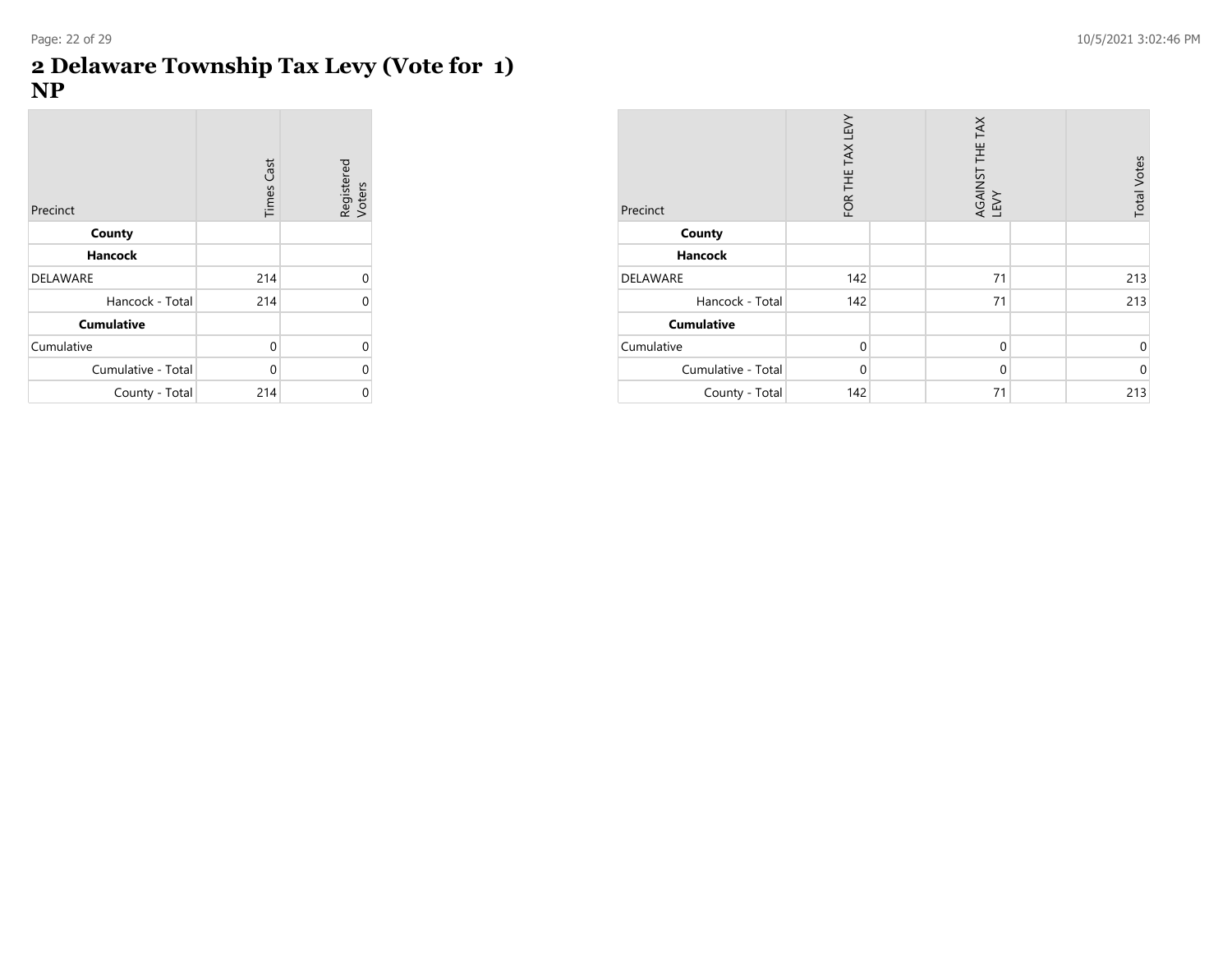# 2 Delaware Township Tax Levy (Vote for 1) NP

| Precinct | Times Cast | Registered Voters |
|---|---|---|
| **County** | | |
| **Hancock** | | |
| DELAWARE | 214 | 0 |
| Hancock - Total | 214 | 0 |
| **Cumulative** | | |
| Cumulative | 0 | 0 |
| Cumulative - Total | 0 | 0 |
| County - Total | 214 | 0 |

| Precinct | FOR THE TAX LEVY | | AGAINST THE TAX LEVY | | Total Votes |
|---|---|---|---|---|---|
| **County** | | | | | |
| **Hancock** | | | | | |
| DELAWARE | 142 | | 71 | | 213 |
| Hancock - Total | 142 | | 71 | | 213 |
| **Cumulative** | | | | | |
| Cumulative | 0 | | 0 | | 0 |
| Cumulative - Total | 0 | | 0 | | 0 |
| County - Total | 142 | | 71 | | 213 |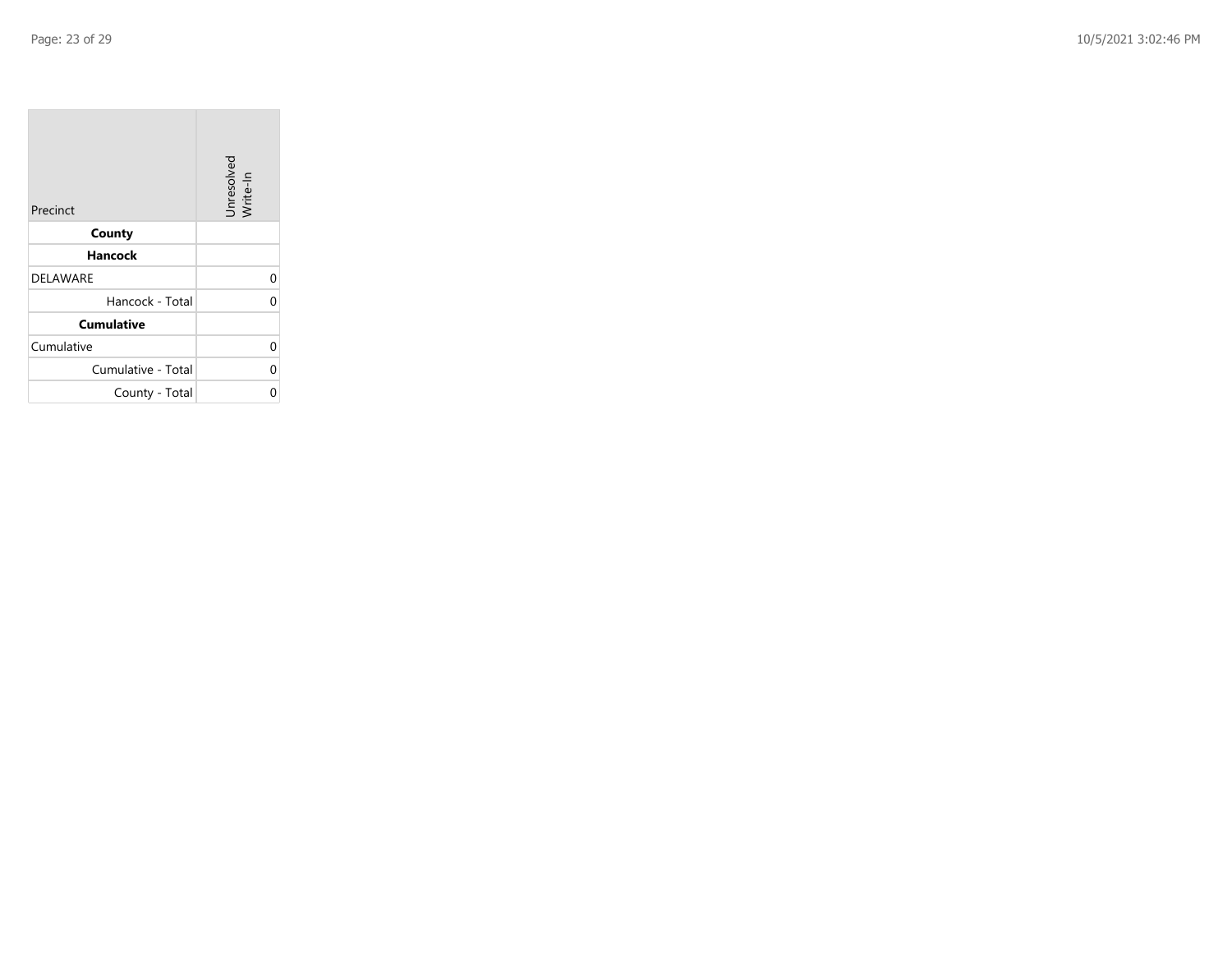| Precinct | Unresolved Write-In |
|---|---|
| **County** | |
| **Hancock** | |
| DELAWARE | 0 |
| Hancock - Total | 0 |
| **Cumulative** | |
| Cumulative | 0 |
| Cumulative - Total | 0 |
| County - Total | 0 |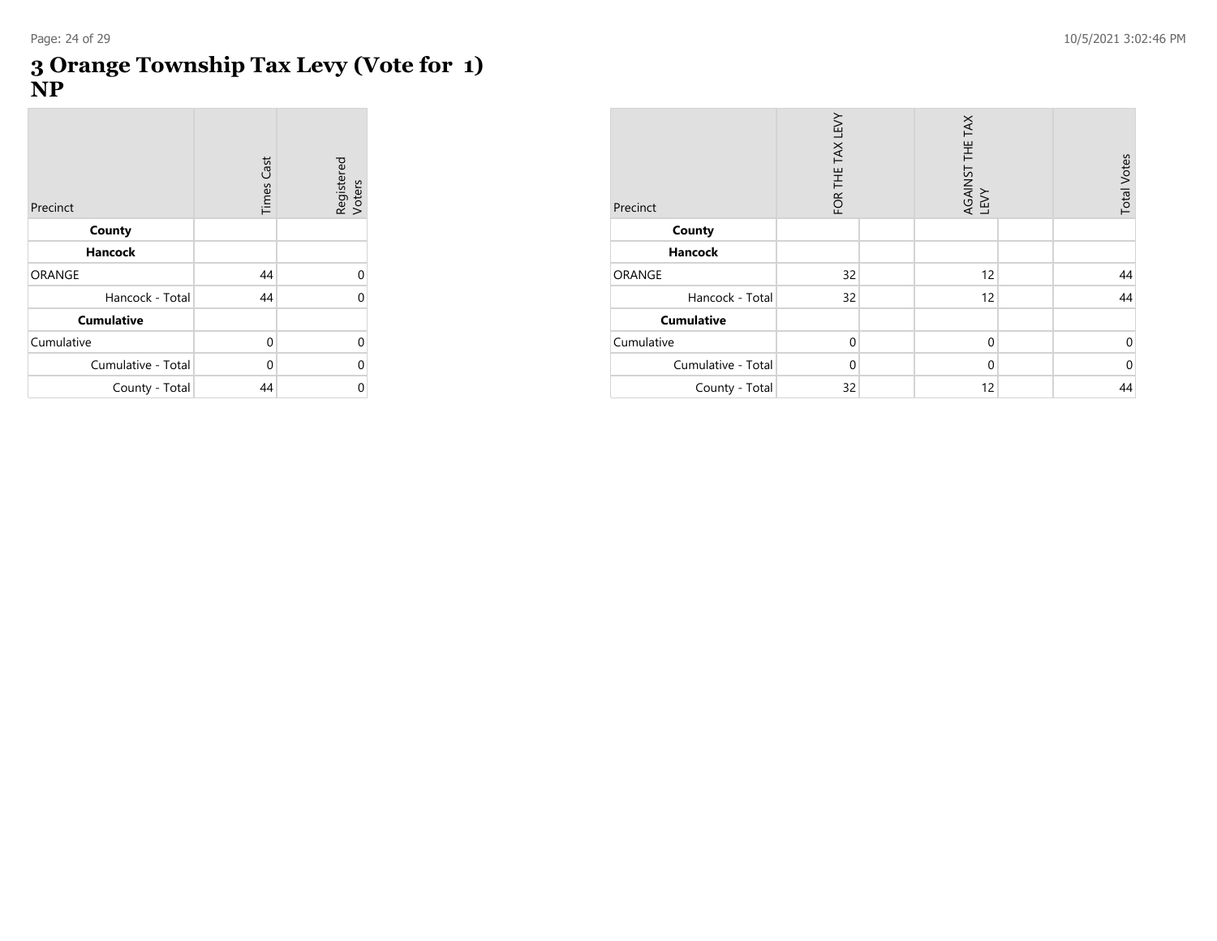# 3 Orange Township Tax Levy (Vote for 1)
# NP

| Precinct | Times Cast | Registered Voters |
|---|---|---|
| **County** | | |
| **Hancock** | | |
| ORANGE | 44 | 0 |
| Hancock - Total | 44 | 0 |
| **Cumulative** | | |
| Cumulative | 0 | 0 |
| Cumulative - Total | 0 | 0 |
| County - Total | 44 | 0 |

| Precinct | FOR THE TAX LEVY | | AGAINST THE TAX LEVY | | Total Votes |
|---|---|---|---|---|---|
| **County** | | | | | |
| **Hancock** | | | | | |
| ORANGE | 32 | | 12 | | 44 |
| Hancock - Total | 32 | | 12 | | 44 |
| **Cumulative** | | | | | |
| Cumulative | 0 | | 0 | | 0 |
| Cumulative - Total | 0 | | 0 | | 0 |
| County - Total | 32 | | 12 | | 44 |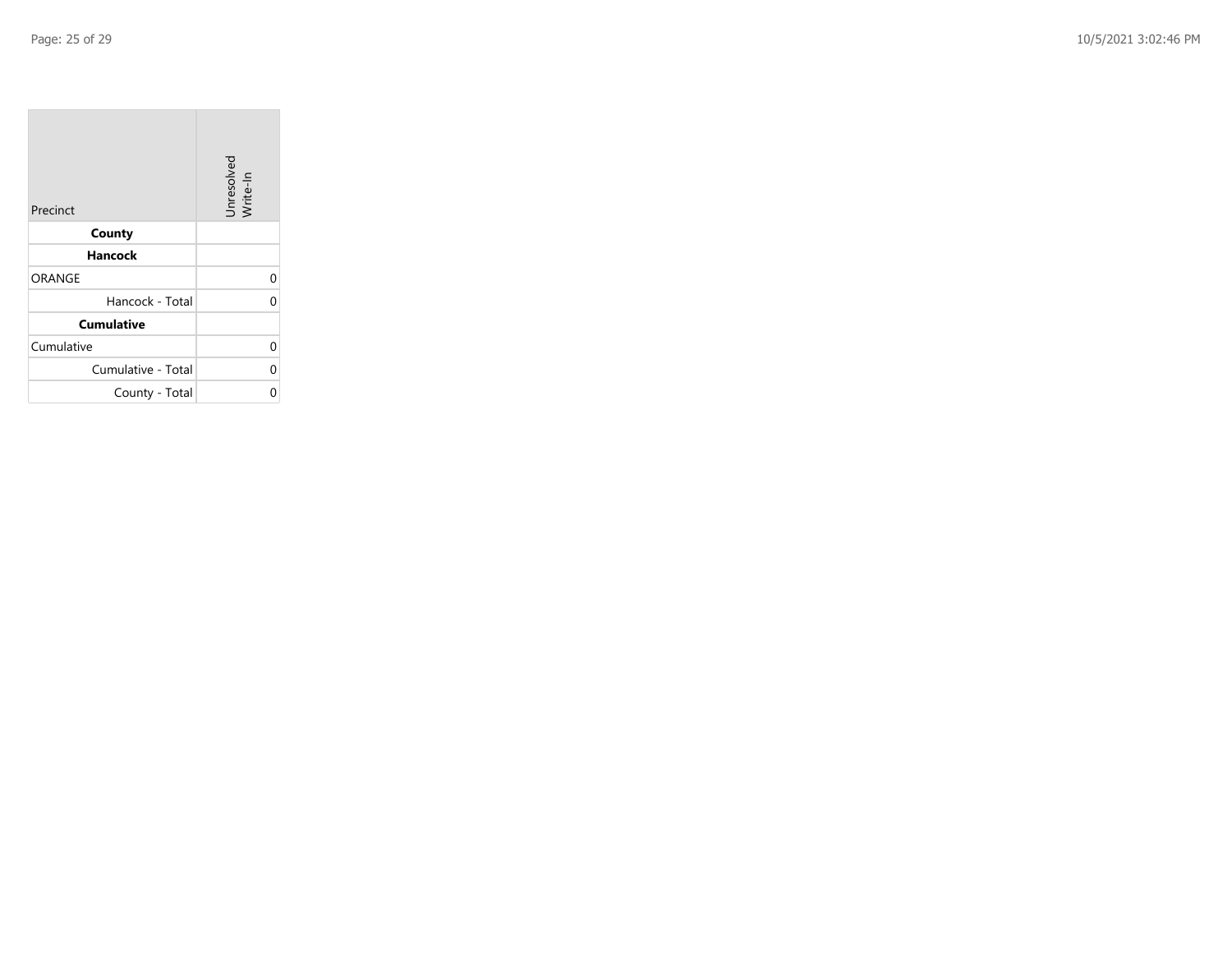| Precinct | Unresolved Write-In |
|---|---|
| **County** | |
| **Hancock** | |
| ORANGE | 0 |
| Hancock - Total | 0 |
| **Cumulative** | |
| Cumulative | 0 |
| Cumulative - Total | 0 |
| County - Total | 0 |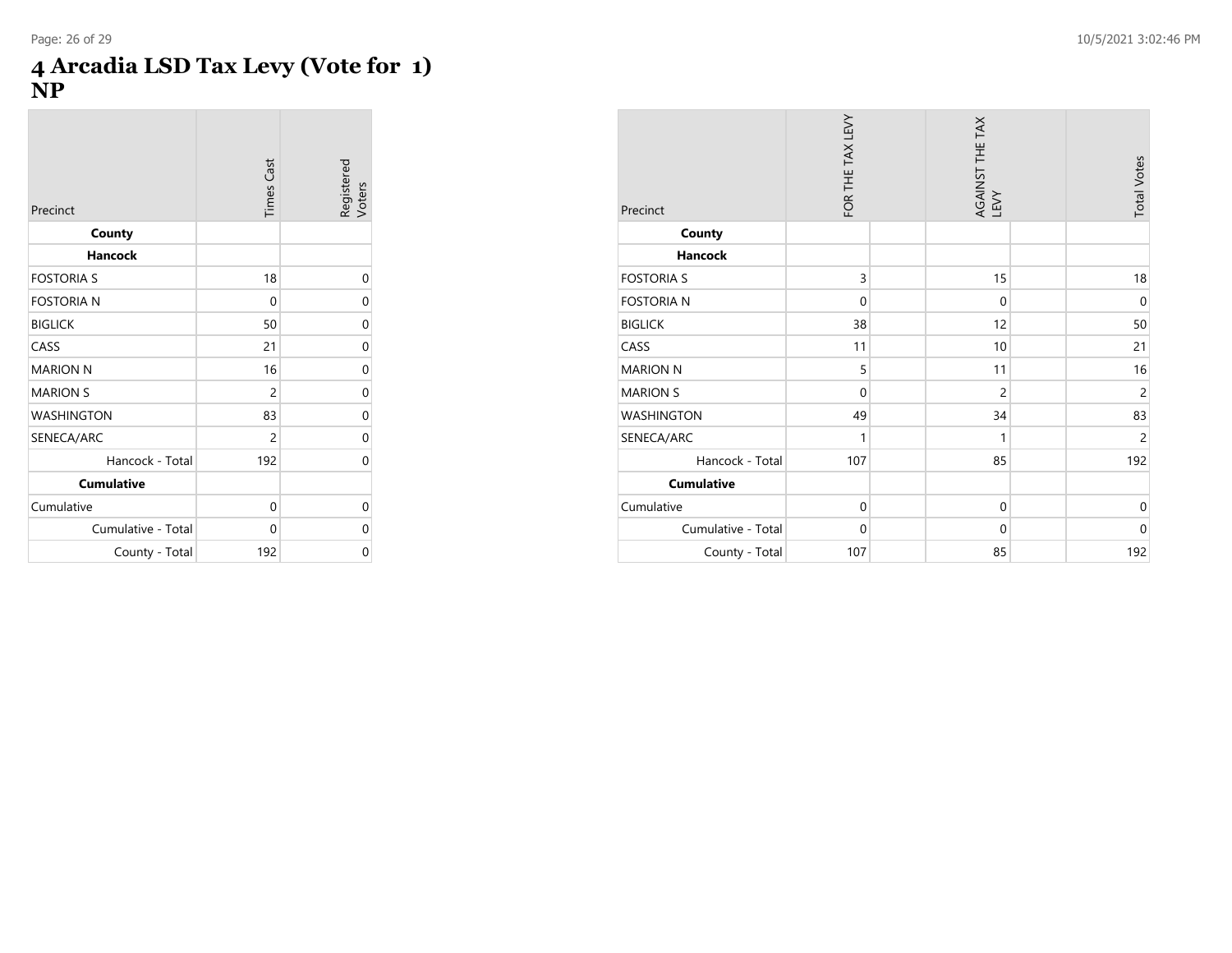# 4 Arcadia LSD Tax Levy (Vote for 1)
# NP

| Precinct | Times Cast | Registered Voters |
|---|---|---|
| **County** | | |
| **Hancock** | | |
| FOSTORIA S | 18 | 0 |
| FOSTORIA N | 0 | 0 |
| BIGLICK | 50 | 0 |
| CASS | 21 | 0 |
| MARION N | 16 | 0 |
| MARION S | 2 | 0 |
| WASHINGTON | 83 | 0 |
| SENECA/ARC | 2 | 0 |
| Hancock - Total | 192 | 0 |
| **Cumulative** | | |
| Cumulative | 0 | 0 |
| Cumulative - Total | 0 | 0 |
| County - Total | 192 | 0 |

| Precinct | FOR THE TAX LEVY | | AGAINST THE TAX LEVY | | Total Votes |
|---|---|---|---|---|---|
| **County** | | | | | |
| **Hancock** | | | | | |
| FOSTORIA S | 3 | | 15 | | 18 |
| FOSTORIA N | 0 | | 0 | | 0 |
| BIGLICK | 38 | | 12 | | 50 |
| CASS | 11 | | 10 | | 21 |
| MARION N | 5 | | 11 | | 16 |
| MARION S | 0 | | 2 | | 2 |
| WASHINGTON | 49 | | 34 | | 83 |
| SENECA/ARC | 1 | | 1 | | 2 |
| Hancock - Total | 107 | | 85 | | 192 |
| **Cumulative** | | | | | |
| Cumulative | 0 | | 0 | | 0 |
| Cumulative - Total | 0 | | 0 | | 0 |
| County - Total | 107 | | 85 | | 192 |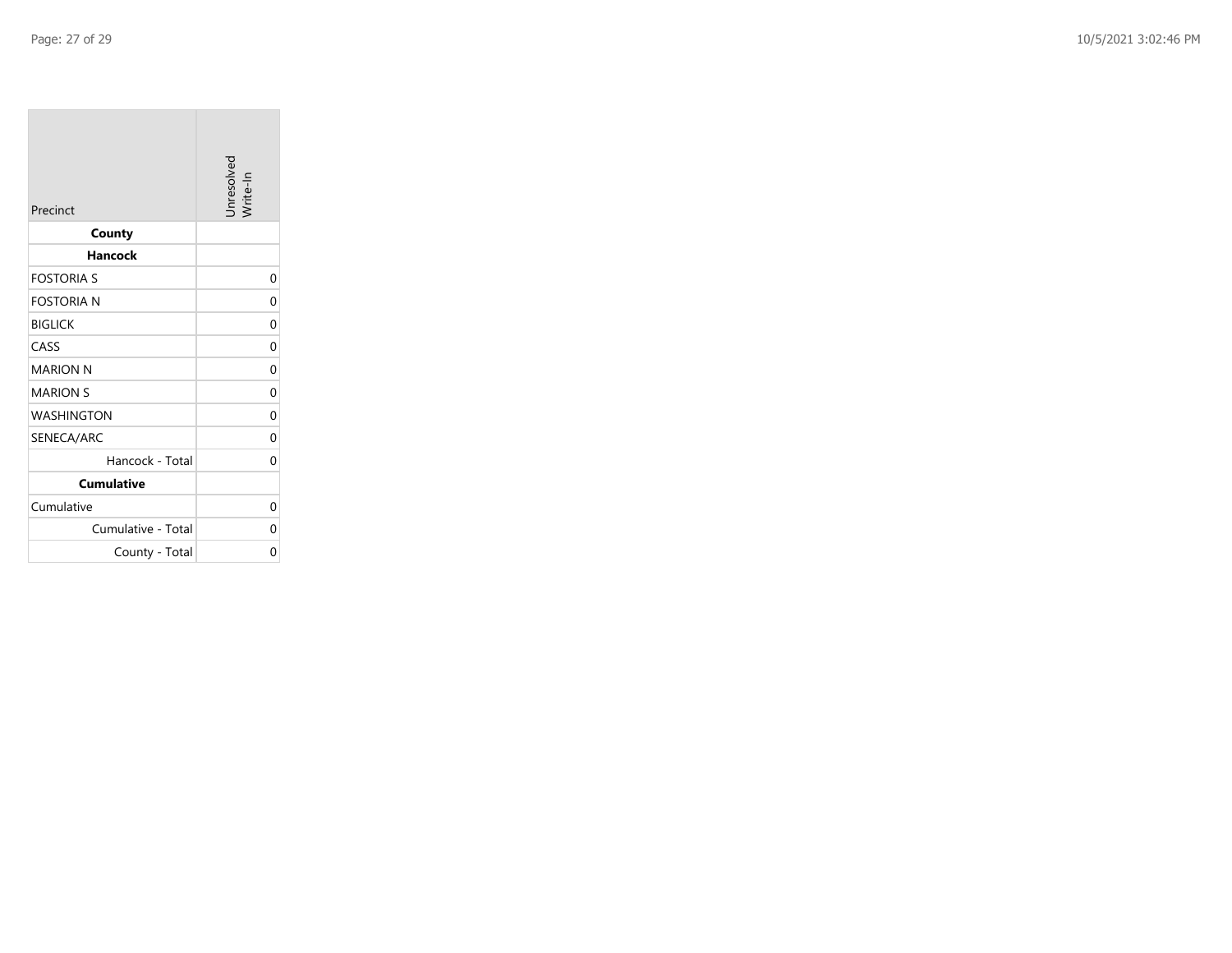| Precinct | Unresolved Write-In |
|---|---|
| **County** | |
| **Hancock** | |
| FOSTORIA S | 0 |
| FOSTORIA N | 0 |
| BIGLICK | 0 |
| CASS | 0 |
| MARION N | 0 |
| MARION S | 0 |
| WASHINGTON | 0 |
| SENECA/ARC | 0 |
| Hancock - Total | 0 |
| **Cumulative** | |
| Cumulative | 0 |
| Cumulative - Total | 0 |
| County - Total | 0 |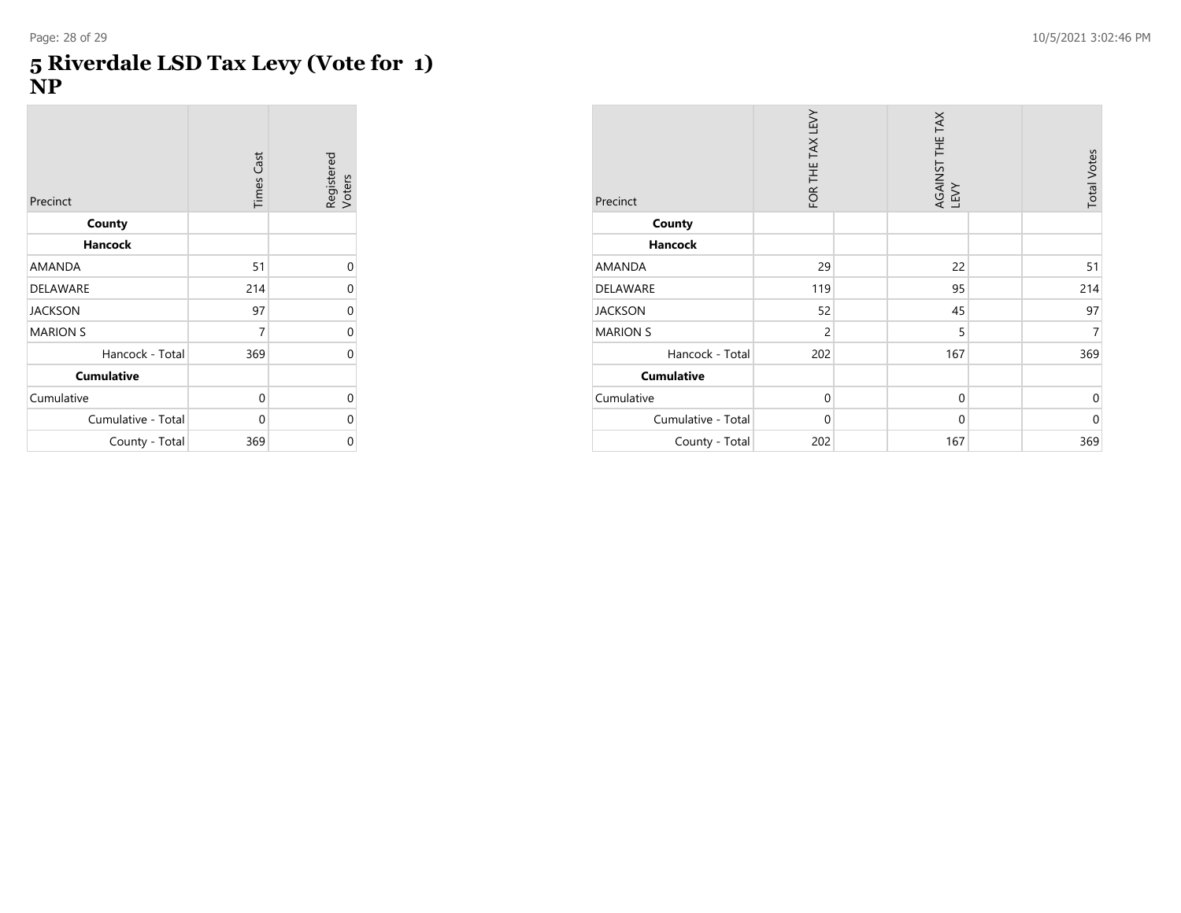# 5 Riverdale LSD Tax Levy (Vote for 1) NP

| Precinct | Times Cast | Registered Voters |
|---|---|---|
| **County** | | |
| **Hancock** | | |
| AMANDA | 51 | 0 |
| DELAWARE | 214 | 0 |
| JACKSON | 97 | 0 |
| MARION S | 7 | 0 |
| Hancock - Total | 369 | 0 |
| **Cumulative** | | |
| Cumulative | 0 | 0 |
| Cumulative - Total | 0 | 0 |
| County - Total | 369 | 0 |

| Precinct | FOR THE TAX LEVY | | AGAINST THE TAX LEVY | | Total Votes |
|---|---|---|---|---|---|
| **County** | | | | | |
| **Hancock** | | | | | |
| AMANDA | 29 | | 22 | | 51 |
| DELAWARE | 119 | | 95 | | 214 |
| JACKSON | 52 | | 45 | | 97 |
| MARION S | 2 | | 5 | | 7 |
| Hancock - Total | 202 | | 167 | | 369 |
| **Cumulative** | | | | | |
| Cumulative | 0 | | 0 | | 0 |
| Cumulative - Total | 0 | | 0 | | 0 |
| County - Total | 202 | | 167 | | 369 |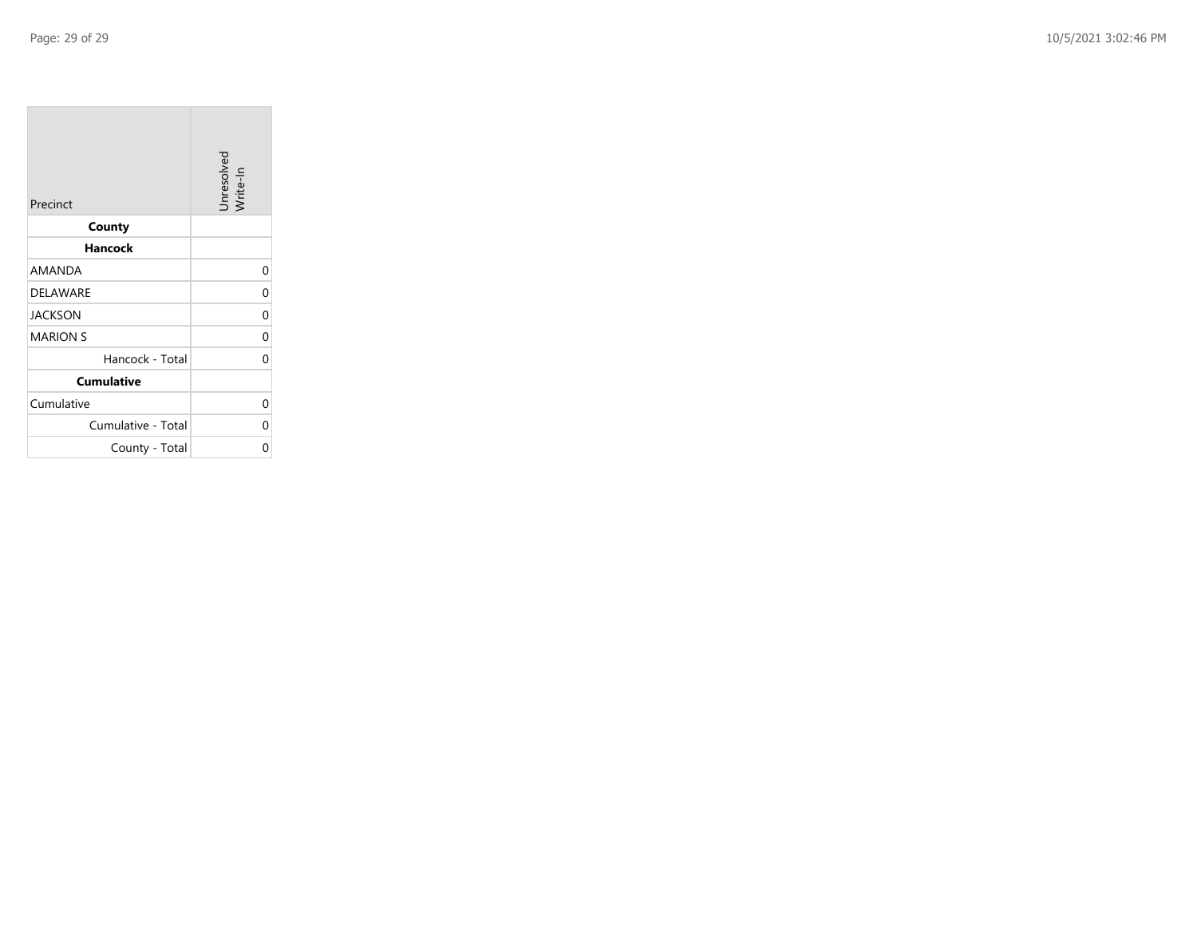| Precinct | Unresolved Write-In |
|---|---|
| **County** | |
| **Hancock** | |
| AMANDA | 0 |
| DELAWARE | 0 |
| JACKSON | 0 |
| MARION S | 0 |
| Hancock - Total | 0 |
| **Cumulative** | |
| Cumulative | 0 |
| Cumulative - Total | 0 |
| County - Total | 0 |